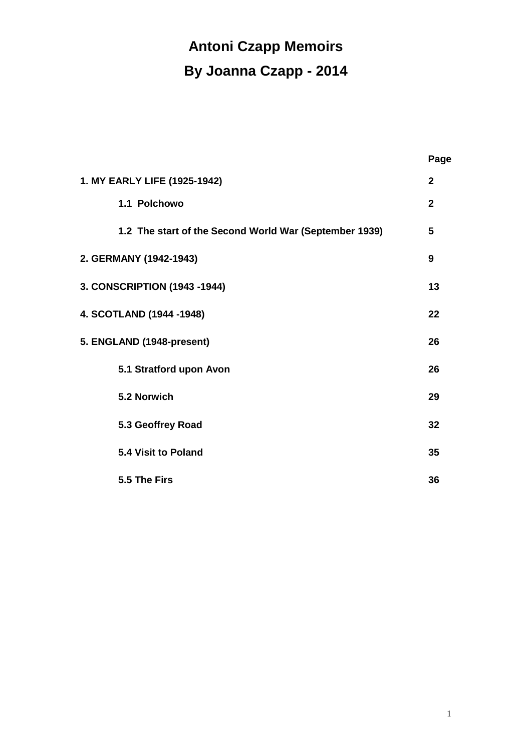# Antoni Czapp Memoirs

## By Joanna Czapp - 2014

| | Page |
|---|---|
| **1. MY EARLY LIFE (1925-1942)** | **2** |
| **1.1 Polchowo** | **2** |
| **1.2 The start of the Second World War (September 1939)** | **5** |
| **2. GERMANY (1942-1943)** | **9** |
| **3. CONSCRIPTION (1943 -1944)** | **13** |
| **4. SCOTLAND (1944 -1948)** | **22** |
| **5. ENGLAND (1948-present)** | **26** |
| **5.1 Stratford upon Avon** | **26** |
| **5.2 Norwich** | **29** |
| **5.3 Geoffrey Road** | **32** |
| **5.4 Visit to Poland** | **35** |
| **5.5 The Firs** | **36** |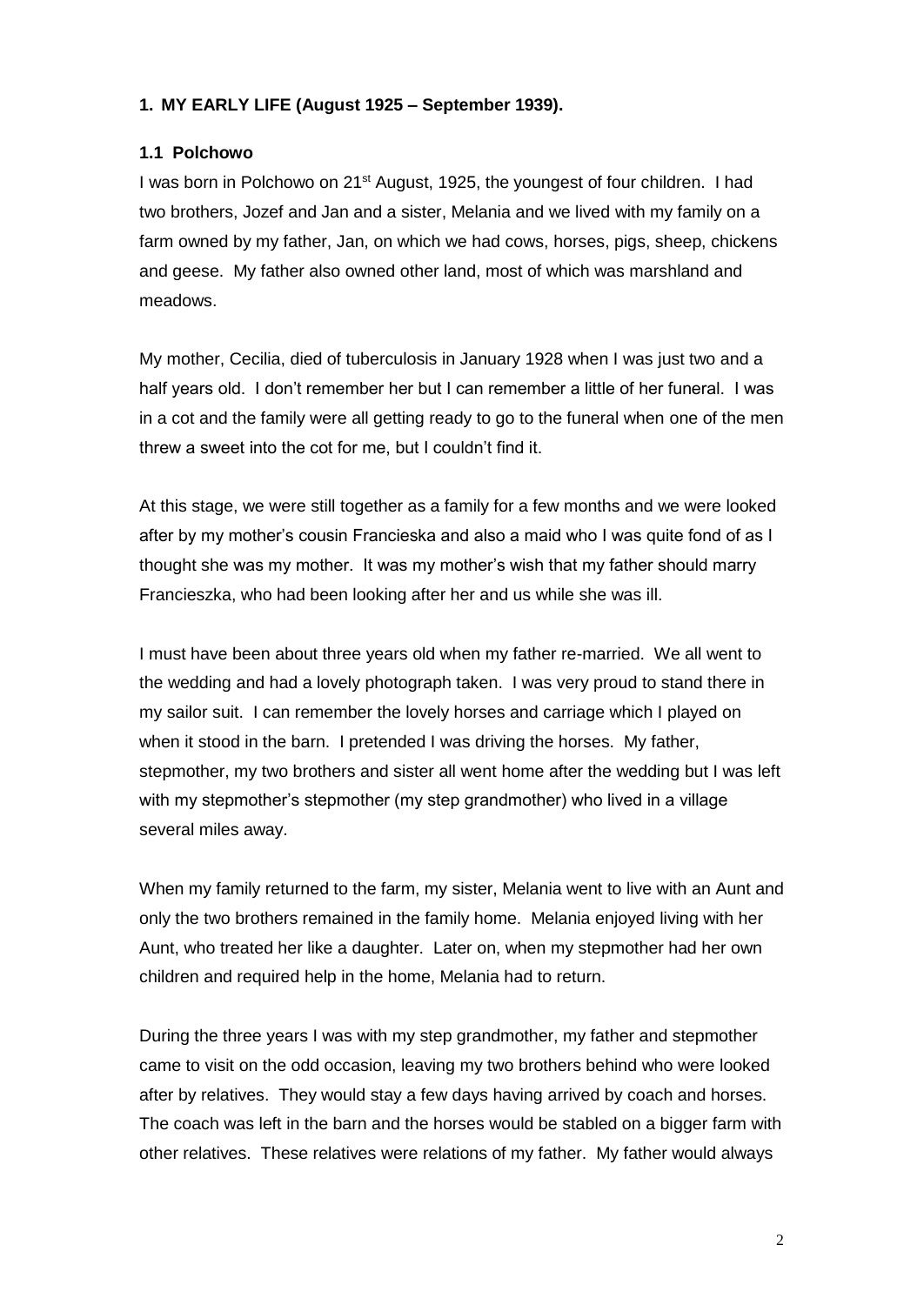## 1. MY EARLY LIFE (August 1925 – September 1939).

### 1.1 Polchowo

I was born in Polchowo on 21st August, 1925, the youngest of four children. I had two brothers, Jozef and Jan and a sister, Melania and we lived with my family on a farm owned by my father, Jan, on which we had cows, horses, pigs, sheep, chickens and geese. My father also owned other land, most of which was marshland and meadows.

My mother, Cecilia, died of tuberculosis in January 1928 when I was just two and a half years old. I don't remember her but I can remember a little of her funeral. I was in a cot and the family were all getting ready to go to the funeral when one of the men threw a sweet into the cot for me, but I couldn't find it.

At this stage, we were still together as a family for a few months and we were looked after by my mother's cousin Francieska and also a maid who I was quite fond of as I thought she was my mother. It was my mother's wish that my father should marry Francieszka, who had been looking after her and us while she was ill.

I must have been about three years old when my father re-married. We all went to the wedding and had a lovely photograph taken. I was very proud to stand there in my sailor suit. I can remember the lovely horses and carriage which I played on when it stood in the barn. I pretended I was driving the horses. My father, stepmother, my two brothers and sister all went home after the wedding but I was left with my stepmother's stepmother (my step grandmother) who lived in a village several miles away.

When my family returned to the farm, my sister, Melania went to live with an Aunt and only the two brothers remained in the family home. Melania enjoyed living with her Aunt, who treated her like a daughter. Later on, when my stepmother had her own children and required help in the home, Melania had to return.

During the three years I was with my step grandmother, my father and stepmother came to visit on the odd occasion, leaving my two brothers behind who were looked after by relatives. They would stay a few days having arrived by coach and horses. The coach was left in the barn and the horses would be stabled on a bigger farm with other relatives. These relatives were relations of my father. My father would always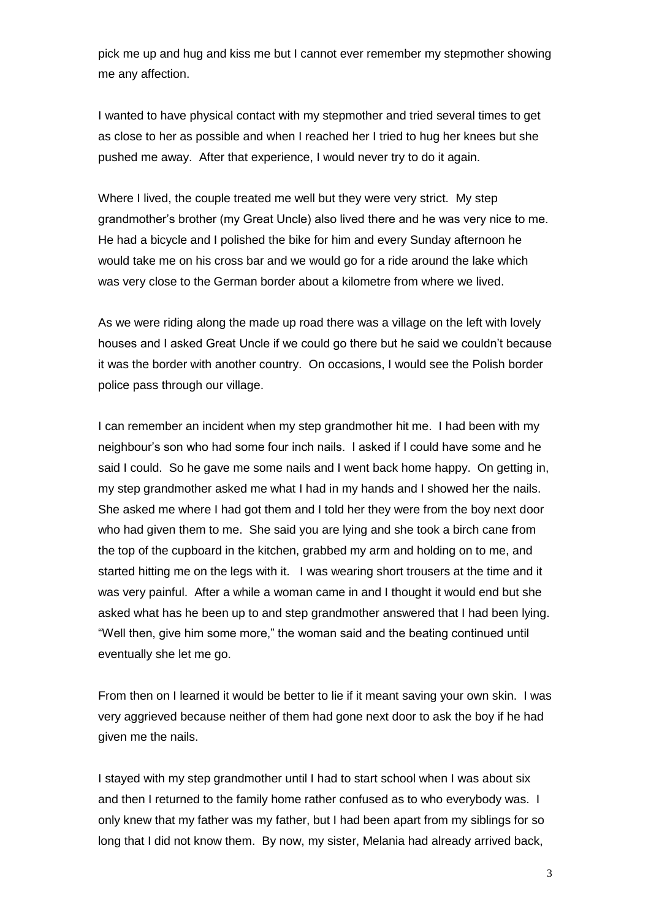pick me up and hug and kiss me but I cannot ever remember my stepmother showing me any affection.

I wanted to have physical contact with my stepmother and tried several times to get as close to her as possible and when I reached her I tried to hug her knees but she pushed me away. After that experience, I would never try to do it again.

Where I lived, the couple treated me well but they were very strict. My step grandmother's brother (my Great Uncle) also lived there and he was very nice to me. He had a bicycle and I polished the bike for him and every Sunday afternoon he would take me on his cross bar and we would go for a ride around the lake which was very close to the German border about a kilometre from where we lived.

As we were riding along the made up road there was a village on the left with lovely houses and I asked Great Uncle if we could go there but he said we couldn't because it was the border with another country. On occasions, I would see the Polish border police pass through our village.

I can remember an incident when my step grandmother hit me. I had been with my neighbour's son who had some four inch nails. I asked if I could have some and he said I could. So he gave me some nails and I went back home happy. On getting in, my step grandmother asked me what I had in my hands and I showed her the nails. She asked me where I had got them and I told her they were from the boy next door who had given them to me. She said you are lying and she took a birch cane from the top of the cupboard in the kitchen, grabbed my arm and holding on to me, and started hitting me on the legs with it. I was wearing short trousers at the time and it was very painful. After a while a woman came in and I thought it would end but she asked what has he been up to and step grandmother answered that I had been lying. "Well then, give him some more," the woman said and the beating continued until eventually she let me go.

From then on I learned it would be better to lie if it meant saving your own skin. I was very aggrieved because neither of them had gone next door to ask the boy if he had given me the nails.

I stayed with my step grandmother until I had to start school when I was about six and then I returned to the family home rather confused as to who everybody was. I only knew that my father was my father, but I had been apart from my siblings for so long that I did not know them. By now, my sister, Melania had already arrived back,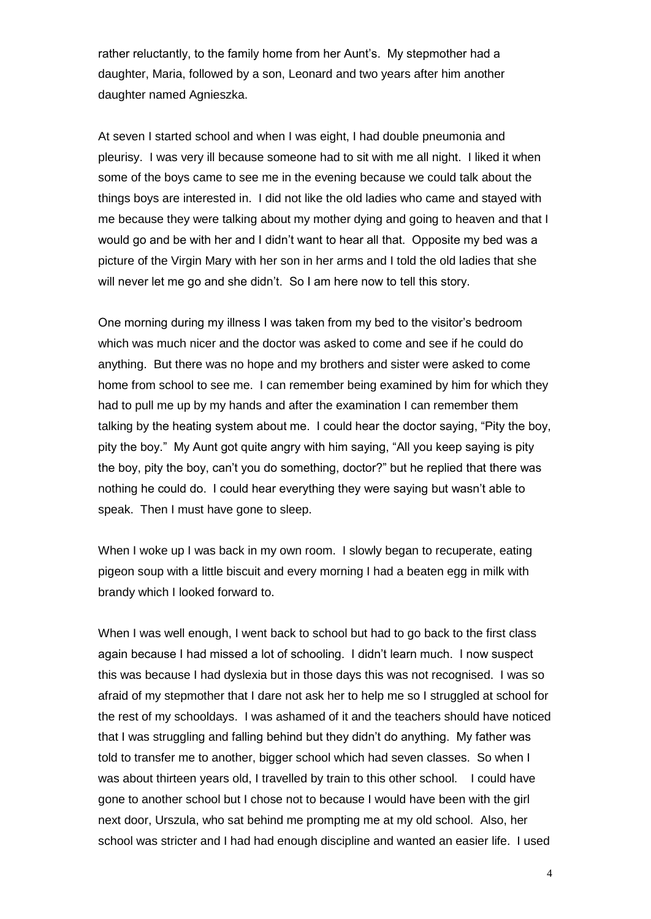rather reluctantly, to the family home from her Aunt's. My stepmother had a daughter, Maria, followed by a son, Leonard and two years after him another daughter named Agnieszka.

At seven I started school and when I was eight, I had double pneumonia and pleurisy. I was very ill because someone had to sit with me all night. I liked it when some of the boys came to see me in the evening because we could talk about the things boys are interested in. I did not like the old ladies who came and stayed with me because they were talking about my mother dying and going to heaven and that I would go and be with her and I didn't want to hear all that. Opposite my bed was a picture of the Virgin Mary with her son in her arms and I told the old ladies that she will never let me go and she didn't. So I am here now to tell this story.

One morning during my illness I was taken from my bed to the visitor's bedroom which was much nicer and the doctor was asked to come and see if he could do anything. But there was no hope and my brothers and sister were asked to come home from school to see me. I can remember being examined by him for which they had to pull me up by my hands and after the examination I can remember them talking by the heating system about me. I could hear the doctor saying, "Pity the boy, pity the boy." My Aunt got quite angry with him saying, "All you keep saying is pity the boy, pity the boy, can't you do something, doctor?" but he replied that there was nothing he could do. I could hear everything they were saying but wasn't able to speak. Then I must have gone to sleep.

When I woke up I was back in my own room. I slowly began to recuperate, eating pigeon soup with a little biscuit and every morning I had a beaten egg in milk with brandy which I looked forward to.

When I was well enough, I went back to school but had to go back to the first class again because I had missed a lot of schooling. I didn't learn much. I now suspect this was because I had dyslexia but in those days this was not recognised. I was so afraid of my stepmother that I dare not ask her to help me so I struggled at school for the rest of my schooldays. I was ashamed of it and the teachers should have noticed that I was struggling and falling behind but they didn't do anything. My father was told to transfer me to another, bigger school which had seven classes. So when I was about thirteen years old, I travelled by train to this other school. I could have gone to another school but I chose not to because I would have been with the girl next door, Urszula, who sat behind me prompting me at my old school. Also, her school was stricter and I had had enough discipline and wanted an easier life. I used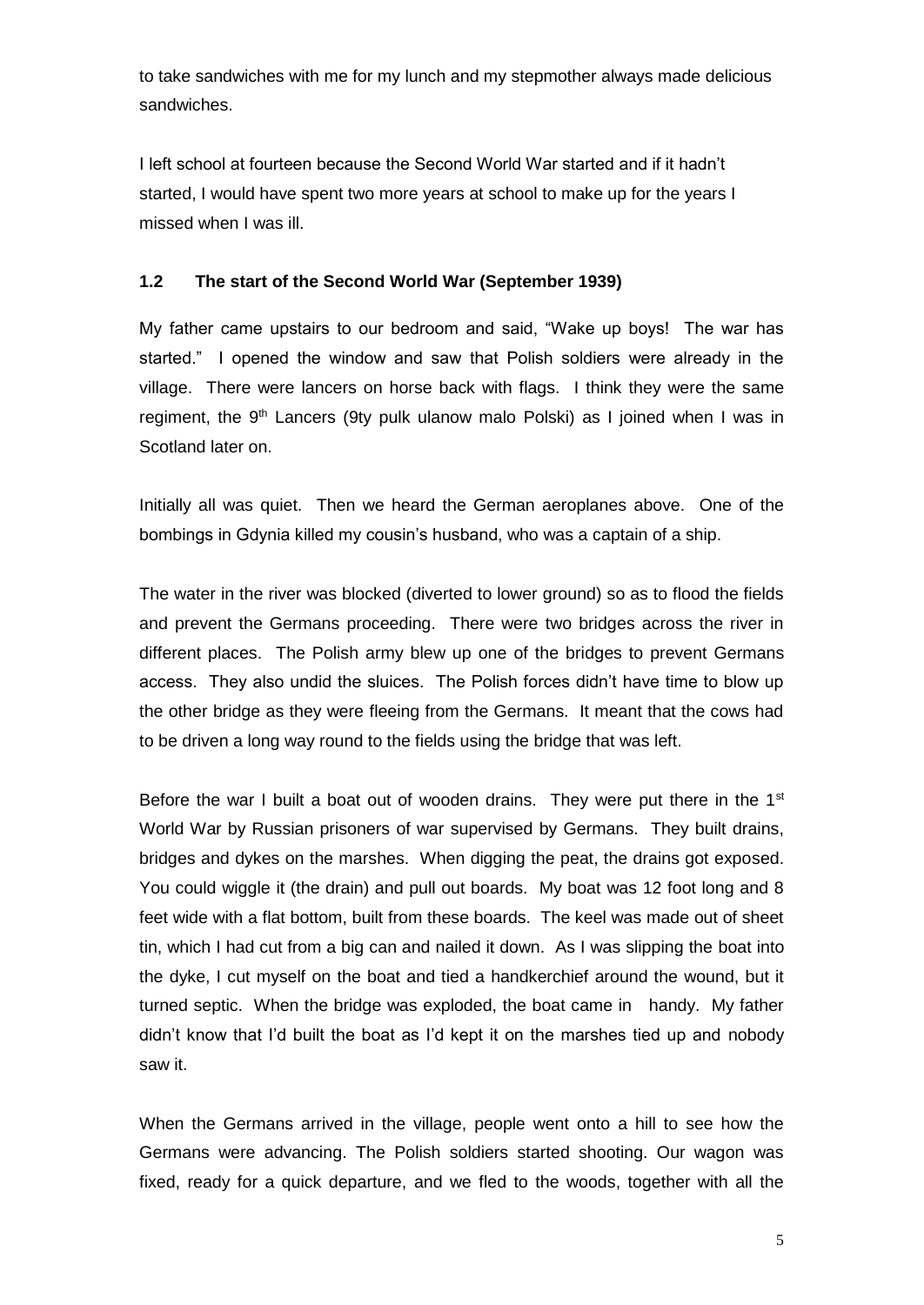to take sandwiches with me for my lunch and my stepmother always made delicious sandwiches.

I left school at fourteen because the Second World War started and if it hadn't started, I would have spent two more years at school to make up for the years I missed when I was ill.

### 1.2 The start of the Second World War (September 1939)

My father came upstairs to our bedroom and said, "Wake up boys! The war has started." I opened the window and saw that Polish soldiers were already in the village. There were lancers on horse back with flags. I think they were the same regiment, the 9th Lancers (9ty pulk ulanow malo Polski) as I joined when I was in Scotland later on.

Initially all was quiet. Then we heard the German aeroplanes above. One of the bombings in Gdynia killed my cousin's husband, who was a captain of a ship.

The water in the river was blocked (diverted to lower ground) so as to flood the fields and prevent the Germans proceeding. There were two bridges across the river in different places. The Polish army blew up one of the bridges to prevent Germans access. They also undid the sluices. The Polish forces didn't have time to blow up the other bridge as they were fleeing from the Germans. It meant that the cows had to be driven a long way round to the fields using the bridge that was left.

Before the war I built a boat out of wooden drains. They were put there in the 1st World War by Russian prisoners of war supervised by Germans. They built drains, bridges and dykes on the marshes. When digging the peat, the drains got exposed. You could wiggle it (the drain) and pull out boards. My boat was 12 foot long and 8 feet wide with a flat bottom, built from these boards. The keel was made out of sheet tin, which I had cut from a big can and nailed it down. As I was slipping the boat into the dyke, I cut myself on the boat and tied a handkerchief around the wound, but it turned septic. When the bridge was exploded, the boat came in handy. My father didn't know that I'd built the boat as I'd kept it on the marshes tied up and nobody saw it.

When the Germans arrived in the village, people went onto a hill to see how the Germans were advancing. The Polish soldiers started shooting. Our wagon was fixed, ready for a quick departure, and we fled to the woods, together with all the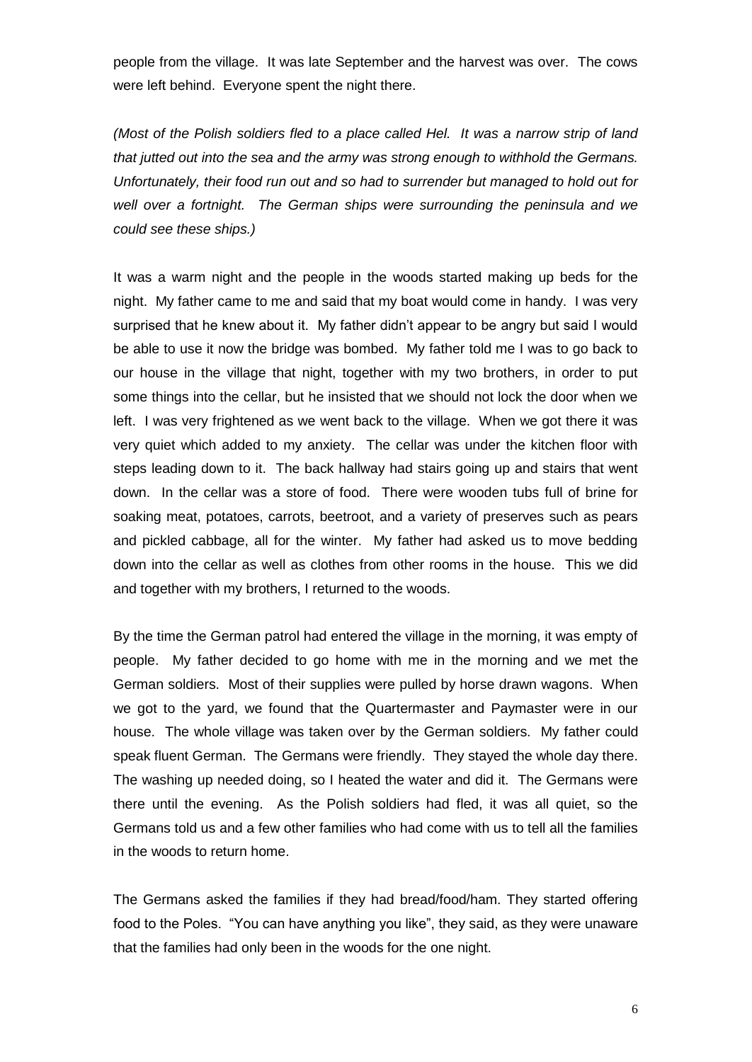people from the village. It was late September and the harvest was over. The cows were left behind. Everyone spent the night there.

*(Most of the Polish soldiers fled to a place called Hel. It was a narrow strip of land that jutted out into the sea and the army was strong enough to withhold the Germans. Unfortunately, their food run out and so had to surrender but managed to hold out for well over a fortnight. The German ships were surrounding the peninsula and we could see these ships.)*

It was a warm night and the people in the woods started making up beds for the night. My father came to me and said that my boat would come in handy. I was very surprised that he knew about it. My father didn't appear to be angry but said I would be able to use it now the bridge was bombed. My father told me I was to go back to our house in the village that night, together with my two brothers, in order to put some things into the cellar, but he insisted that we should not lock the door when we left. I was very frightened as we went back to the village. When we got there it was very quiet which added to my anxiety. The cellar was under the kitchen floor with steps leading down to it. The back hallway had stairs going up and stairs that went down. In the cellar was a store of food. There were wooden tubs full of brine for soaking meat, potatoes, carrots, beetroot, and a variety of preserves such as pears and pickled cabbage, all for the winter. My father had asked us to move bedding down into the cellar as well as clothes from other rooms in the house. This we did and together with my brothers, I returned to the woods.

By the time the German patrol had entered the village in the morning, it was empty of people. My father decided to go home with me in the morning and we met the German soldiers. Most of their supplies were pulled by horse drawn wagons. When we got to the yard, we found that the Quartermaster and Paymaster were in our house. The whole village was taken over by the German soldiers. My father could speak fluent German. The Germans were friendly. They stayed the whole day there. The washing up needed doing, so I heated the water and did it. The Germans were there until the evening. As the Polish soldiers had fled, it was all quiet, so the Germans told us and a few other families who had come with us to tell all the families in the woods to return home.

The Germans asked the families if they had bread/food/ham. They started offering food to the Poles. "You can have anything you like", they said, as they were unaware that the families had only been in the woods for the one night.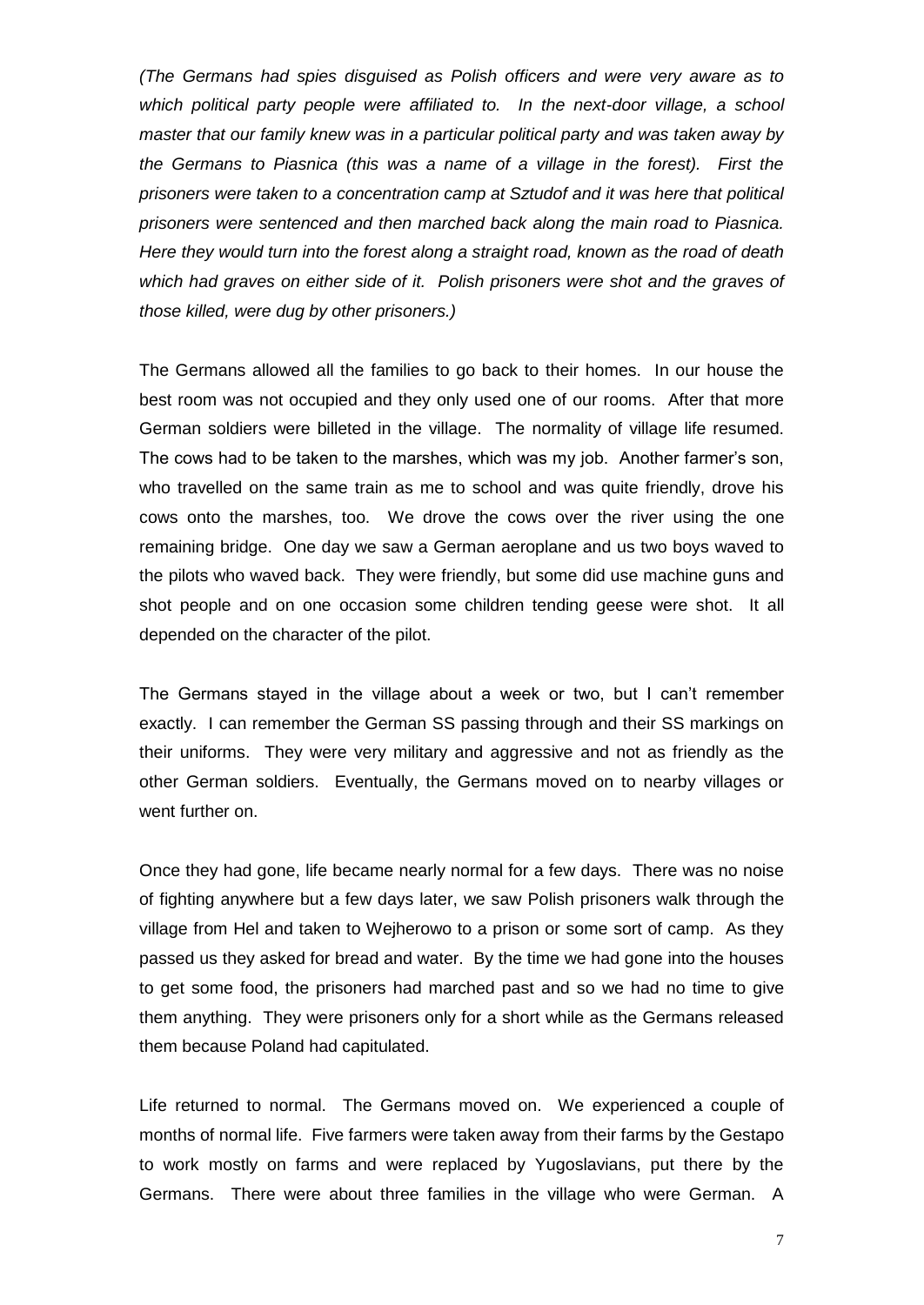*(The Germans had spies disguised as Polish officers and were very aware as to which political party people were affiliated to. In the next-door village, a school master that our family knew was in a particular political party and was taken away by the Germans to Piasnica (this was a name of a village in the forest). First the prisoners were taken to a concentration camp at Sztudof and it was here that political prisoners were sentenced and then marched back along the main road to Piasnica. Here they would turn into the forest along a straight road, known as the road of death which had graves on either side of it. Polish prisoners were shot and the graves of those killed, were dug by other prisoners.)*

The Germans allowed all the families to go back to their homes. In our house the best room was not occupied and they only used one of our rooms. After that more German soldiers were billeted in the village. The normality of village life resumed. The cows had to be taken to the marshes, which was my job. Another farmer's son, who travelled on the same train as me to school and was quite friendly, drove his cows onto the marshes, too. We drove the cows over the river using the one remaining bridge. One day we saw a German aeroplane and us two boys waved to the pilots who waved back. They were friendly, but some did use machine guns and shot people and on one occasion some children tending geese were shot. It all depended on the character of the pilot.

The Germans stayed in the village about a week or two, but I can't remember exactly. I can remember the German SS passing through and their SS markings on their uniforms. They were very military and aggressive and not as friendly as the other German soldiers. Eventually, the Germans moved on to nearby villages or went further on.

Once they had gone, life became nearly normal for a few days. There was no noise of fighting anywhere but a few days later, we saw Polish prisoners walk through the village from Hel and taken to Wejherowo to a prison or some sort of camp. As they passed us they asked for bread and water. By the time we had gone into the houses to get some food, the prisoners had marched past and so we had no time to give them anything. They were prisoners only for a short while as the Germans released them because Poland had capitulated.

Life returned to normal. The Germans moved on. We experienced a couple of months of normal life. Five farmers were taken away from their farms by the Gestapo to work mostly on farms and were replaced by Yugoslavians, put there by the Germans. There were about three families in the village who were German. A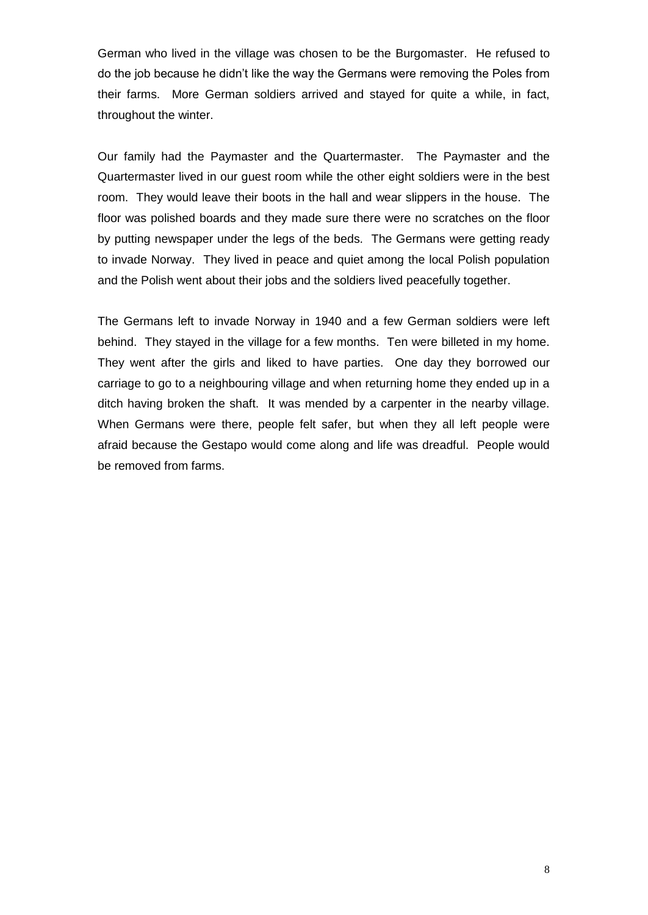German who lived in the village was chosen to be the Burgomaster. He refused to do the job because he didn't like the way the Germans were removing the Poles from their farms. More German soldiers arrived and stayed for quite a while, in fact, throughout the winter.

Our family had the Paymaster and the Quartermaster. The Paymaster and the Quartermaster lived in our guest room while the other eight soldiers were in the best room. They would leave their boots in the hall and wear slippers in the house. The floor was polished boards and they made sure there were no scratches on the floor by putting newspaper under the legs of the beds. The Germans were getting ready to invade Norway. They lived in peace and quiet among the local Polish population and the Polish went about their jobs and the soldiers lived peacefully together.

The Germans left to invade Norway in 1940 and a few German soldiers were left behind. They stayed in the village for a few months. Ten were billeted in my home. They went after the girls and liked to have parties. One day they borrowed our carriage to go to a neighbouring village and when returning home they ended up in a ditch having broken the shaft. It was mended by a carpenter in the nearby village. When Germans were there, people felt safer, but when they all left people were afraid because the Gestapo would come along and life was dreadful. People would be removed from farms.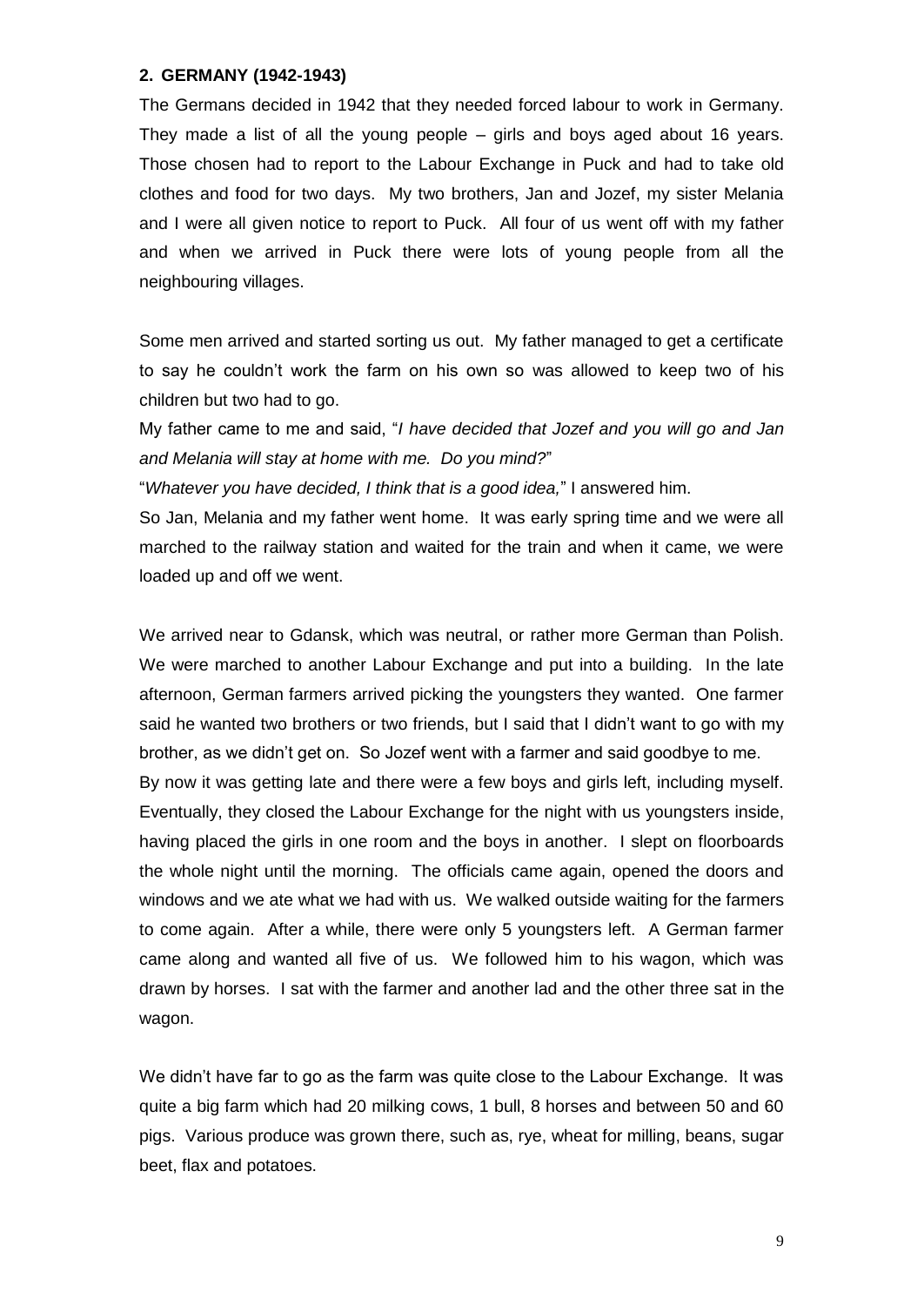## 2. GERMANY (1942-1943)

The Germans decided in 1942 that they needed forced labour to work in Germany. They made a list of all the young people – girls and boys aged about 16 years. Those chosen had to report to the Labour Exchange in Puck and had to take old clothes and food for two days. My two brothers, Jan and Jozef, my sister Melania and I were all given notice to report to Puck. All four of us went off with my father and when we arrived in Puck there were lots of young people from all the neighbouring villages.

Some men arrived and started sorting us out. My father managed to get a certificate to say he couldn't work the farm on his own so was allowed to keep two of his children but two had to go.

My father came to me and said, "*I have decided that Jozef and you will go and Jan and Melania will stay at home with me. Do you mind?*"

"*Whatever you have decided, I think that is a good idea,*" I answered him.

So Jan, Melania and my father went home. It was early spring time and we were all marched to the railway station and waited for the train and when it came, we were loaded up and off we went.

We arrived near to Gdansk, which was neutral, or rather more German than Polish. We were marched to another Labour Exchange and put into a building. In the late afternoon, German farmers arrived picking the youngsters they wanted. One farmer said he wanted two brothers or two friends, but I said that I didn't want to go with my brother, as we didn't get on. So Jozef went with a farmer and said goodbye to me.

By now it was getting late and there were a few boys and girls left, including myself. Eventually, they closed the Labour Exchange for the night with us youngsters inside, having placed the girls in one room and the boys in another. I slept on floorboards the whole night until the morning. The officials came again, opened the doors and windows and we ate what we had with us. We walked outside waiting for the farmers to come again. After a while, there were only 5 youngsters left. A German farmer came along and wanted all five of us. We followed him to his wagon, which was drawn by horses. I sat with the farmer and another lad and the other three sat in the wagon.

We didn't have far to go as the farm was quite close to the Labour Exchange. It was quite a big farm which had 20 milking cows, 1 bull, 8 horses and between 50 and 60 pigs. Various produce was grown there, such as, rye, wheat for milling, beans, sugar beet, flax and potatoes.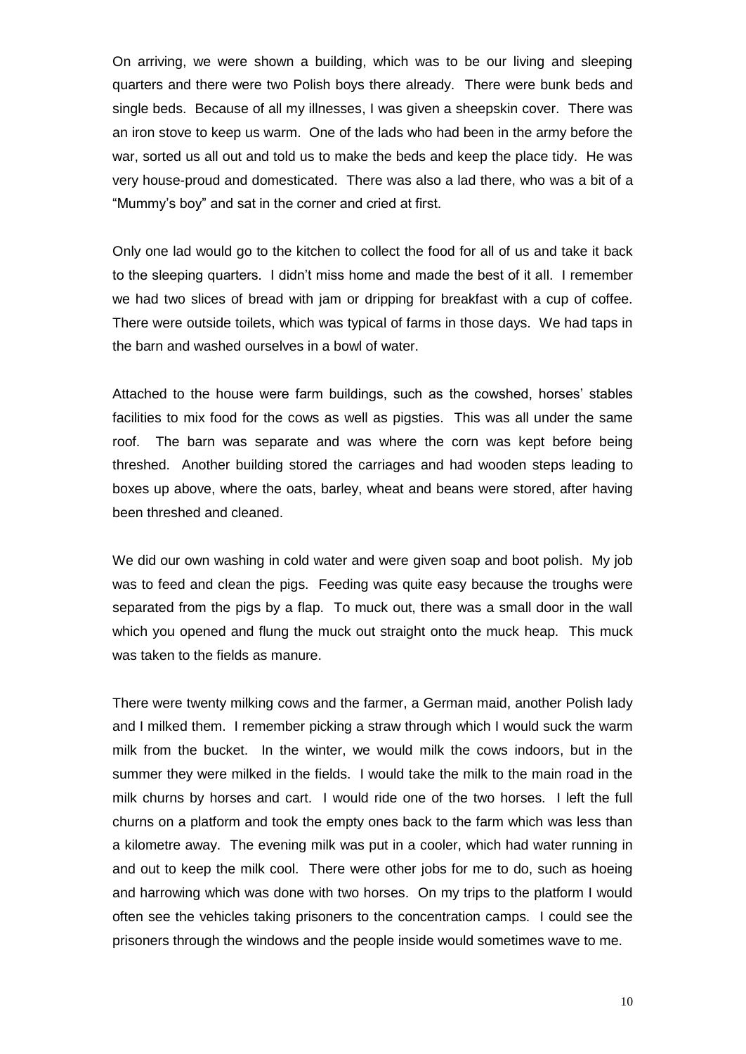On arriving, we were shown a building, which was to be our living and sleeping quarters and there were two Polish boys there already. There were bunk beds and single beds. Because of all my illnesses, I was given a sheepskin cover. There was an iron stove to keep us warm. One of the lads who had been in the army before the war, sorted us all out and told us to make the beds and keep the place tidy. He was very house-proud and domesticated. There was also a lad there, who was a bit of a "Mummy's boy" and sat in the corner and cried at first.

Only one lad would go to the kitchen to collect the food for all of us and take it back to the sleeping quarters. I didn't miss home and made the best of it all. I remember we had two slices of bread with jam or dripping for breakfast with a cup of coffee. There were outside toilets, which was typical of farms in those days. We had taps in the barn and washed ourselves in a bowl of water.

Attached to the house were farm buildings, such as the cowshed, horses' stables facilities to mix food for the cows as well as pigsties. This was all under the same roof. The barn was separate and was where the corn was kept before being threshed. Another building stored the carriages and had wooden steps leading to boxes up above, where the oats, barley, wheat and beans were stored, after having been threshed and cleaned.

We did our own washing in cold water and were given soap and boot polish. My job was to feed and clean the pigs. Feeding was quite easy because the troughs were separated from the pigs by a flap. To muck out, there was a small door in the wall which you opened and flung the muck out straight onto the muck heap. This muck was taken to the fields as manure.

There were twenty milking cows and the farmer, a German maid, another Polish lady and I milked them. I remember picking a straw through which I would suck the warm milk from the bucket. In the winter, we would milk the cows indoors, but in the summer they were milked in the fields. I would take the milk to the main road in the milk churns by horses and cart. I would ride one of the two horses. I left the full churns on a platform and took the empty ones back to the farm which was less than a kilometre away. The evening milk was put in a cooler, which had water running in and out to keep the milk cool. There were other jobs for me to do, such as hoeing and harrowing which was done with two horses. On my trips to the platform I would often see the vehicles taking prisoners to the concentration camps. I could see the prisoners through the windows and the people inside would sometimes wave to me.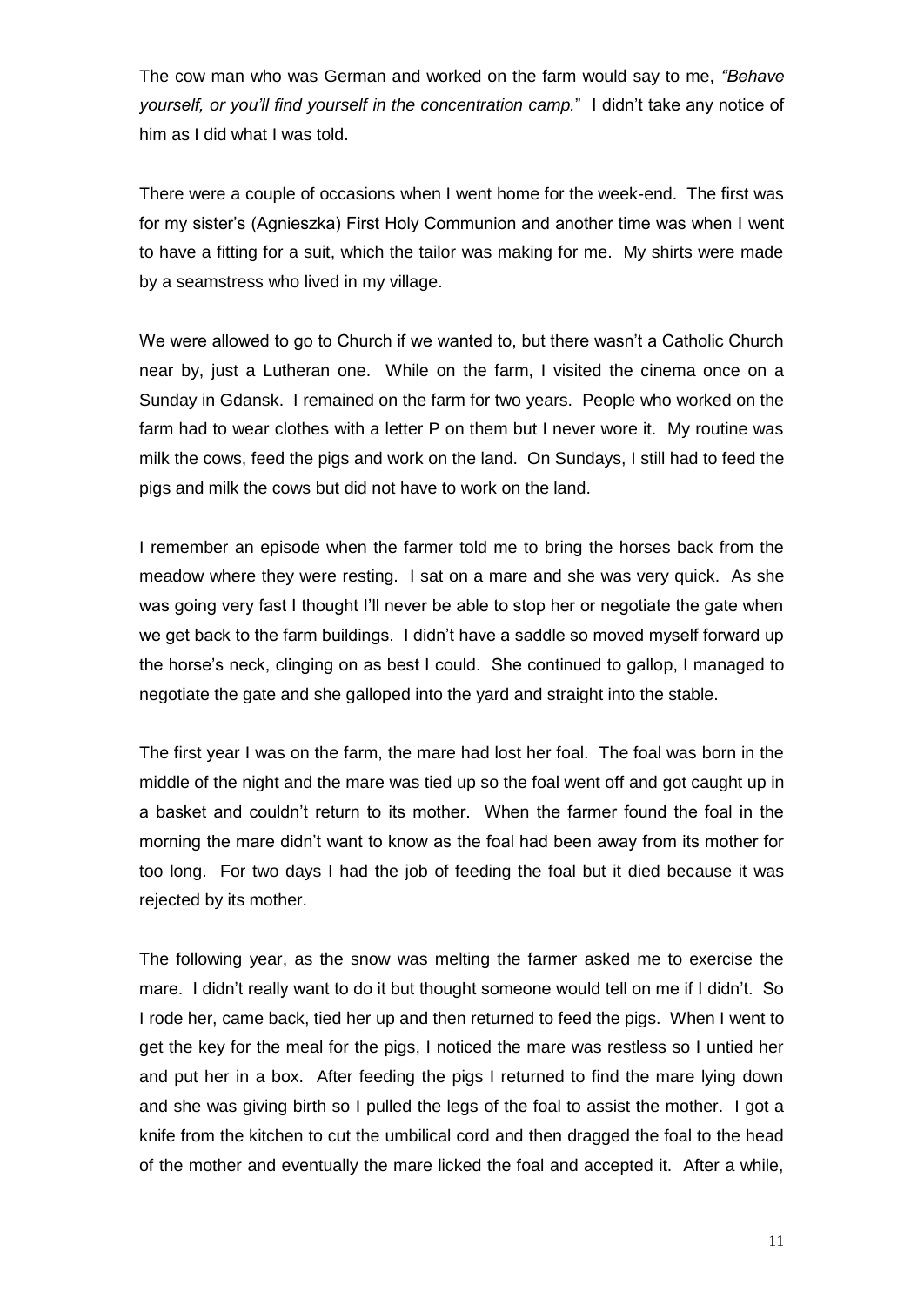The cow man who was German and worked on the farm would say to me, *"Behave yourself, or you'll find yourself in the concentration camp.*" I didn't take any notice of him as I did what I was told.

There were a couple of occasions when I went home for the week-end. The first was for my sister's (Agnieszka) First Holy Communion and another time was when I went to have a fitting for a suit, which the tailor was making for me. My shirts were made by a seamstress who lived in my village.

We were allowed to go to Church if we wanted to, but there wasn't a Catholic Church near by, just a Lutheran one. While on the farm, I visited the cinema once on a Sunday in Gdansk. I remained on the farm for two years. People who worked on the farm had to wear clothes with a letter P on them but I never wore it. My routine was milk the cows, feed the pigs and work on the land. On Sundays, I still had to feed the pigs and milk the cows but did not have to work on the land.

I remember an episode when the farmer told me to bring the horses back from the meadow where they were resting. I sat on a mare and she was very quick. As she was going very fast I thought I'll never be able to stop her or negotiate the gate when we get back to the farm buildings. I didn't have a saddle so moved myself forward up the horse's neck, clinging on as best I could. She continued to gallop, I managed to negotiate the gate and she galloped into the yard and straight into the stable.

The first year I was on the farm, the mare had lost her foal. The foal was born in the middle of the night and the mare was tied up so the foal went off and got caught up in a basket and couldn't return to its mother. When the farmer found the foal in the morning the mare didn't want to know as the foal had been away from its mother for too long. For two days I had the job of feeding the foal but it died because it was rejected by its mother.

The following year, as the snow was melting the farmer asked me to exercise the mare. I didn't really want to do it but thought someone would tell on me if I didn't. So I rode her, came back, tied her up and then returned to feed the pigs. When I went to get the key for the meal for the pigs, I noticed the mare was restless so I untied her and put her in a box. After feeding the pigs I returned to find the mare lying down and she was giving birth so I pulled the legs of the foal to assist the mother. I got a knife from the kitchen to cut the umbilical cord and then dragged the foal to the head of the mother and eventually the mare licked the foal and accepted it. After a while,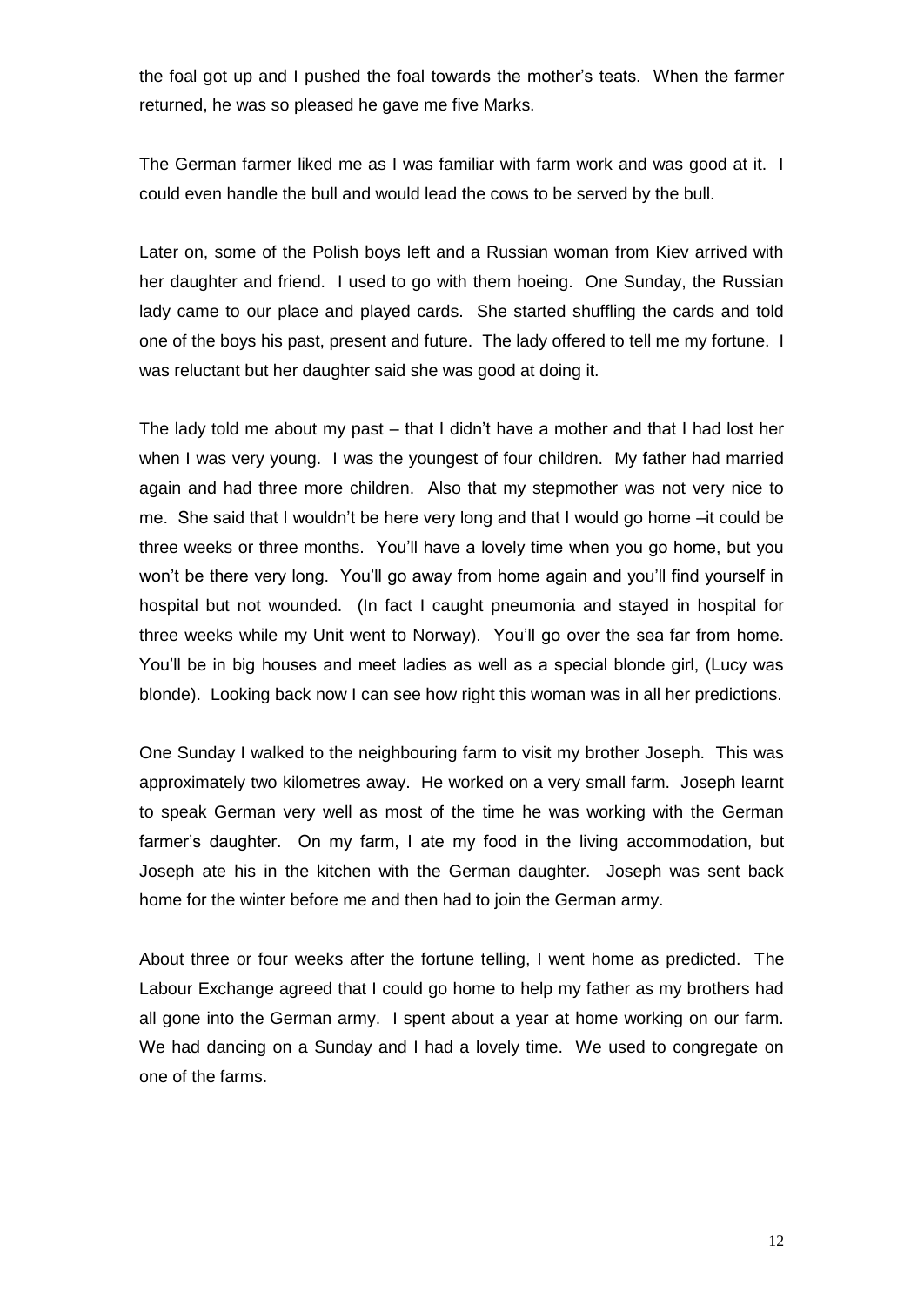the foal got up and I pushed the foal towards the mother's teats. When the farmer returned, he was so pleased he gave me five Marks.

The German farmer liked me as I was familiar with farm work and was good at it. I could even handle the bull and would lead the cows to be served by the bull.

Later on, some of the Polish boys left and a Russian woman from Kiev arrived with her daughter and friend. I used to go with them hoeing. One Sunday, the Russian lady came to our place and played cards. She started shuffling the cards and told one of the boys his past, present and future. The lady offered to tell me my fortune. I was reluctant but her daughter said she was good at doing it.

The lady told me about my past – that I didn't have a mother and that I had lost her when I was very young. I was the youngest of four children. My father had married again and had three more children. Also that my stepmother was not very nice to me. She said that I wouldn't be here very long and that I would go home –it could be three weeks or three months. You'll have a lovely time when you go home, but you won't be there very long. You'll go away from home again and you'll find yourself in hospital but not wounded. (In fact I caught pneumonia and stayed in hospital for three weeks while my Unit went to Norway). You'll go over the sea far from home. You'll be in big houses and meet ladies as well as a special blonde girl, (Lucy was blonde). Looking back now I can see how right this woman was in all her predictions.

One Sunday I walked to the neighbouring farm to visit my brother Joseph. This was approximately two kilometres away. He worked on a very small farm. Joseph learnt to speak German very well as most of the time he was working with the German farmer's daughter. On my farm, I ate my food in the living accommodation, but Joseph ate his in the kitchen with the German daughter. Joseph was sent back home for the winter before me and then had to join the German army.

About three or four weeks after the fortune telling, I went home as predicted. The Labour Exchange agreed that I could go home to help my father as my brothers had all gone into the German army. I spent about a year at home working on our farm. We had dancing on a Sunday and I had a lovely time. We used to congregate on one of the farms.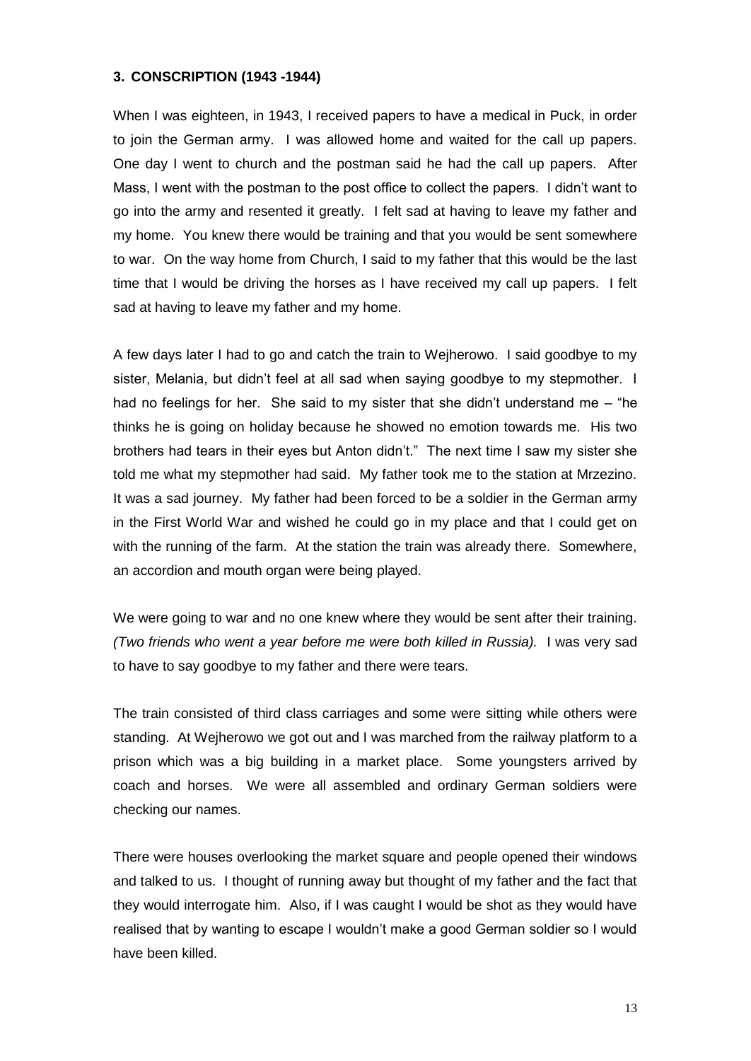### 3. CONSCRIPTION (1943 -1944)

When I was eighteen, in 1943, I received papers to have a medical in Puck, in order to join the German army. I was allowed home and waited for the call up papers. One day I went to church and the postman said he had the call up papers. After Mass, I went with the postman to the post office to collect the papers. I didn't want to go into the army and resented it greatly. I felt sad at having to leave my father and my home. You knew there would be training and that you would be sent somewhere to war. On the way home from Church, I said to my father that this would be the last time that I would be driving the horses as I have received my call up papers. I felt sad at having to leave my father and my home.

A few days later I had to go and catch the train to Wejherowo. I said goodbye to my sister, Melania, but didn't feel at all sad when saying goodbye to my stepmother. I had no feelings for her. She said to my sister that she didn't understand me – "he thinks he is going on holiday because he showed no emotion towards me. His two brothers had tears in their eyes but Anton didn't." The next time I saw my sister she told me what my stepmother had said. My father took me to the station at Mrzezino. It was a sad journey. My father had been forced to be a soldier in the German army in the First World War and wished he could go in my place and that I could get on with the running of the farm. At the station the train was already there. Somewhere, an accordion and mouth organ were being played.

We were going to war and no one knew where they would be sent after their training. *(Two friends who went a year before me were both killed in Russia).* I was very sad to have to say goodbye to my father and there were tears.

The train consisted of third class carriages and some were sitting while others were standing. At Wejherowo we got out and I was marched from the railway platform to a prison which was a big building in a market place. Some youngsters arrived by coach and horses. We were all assembled and ordinary German soldiers were checking our names.

There were houses overlooking the market square and people opened their windows and talked to us. I thought of running away but thought of my father and the fact that they would interrogate him. Also, if I was caught I would be shot as they would have realised that by wanting to escape I wouldn't make a good German soldier so I would have been killed.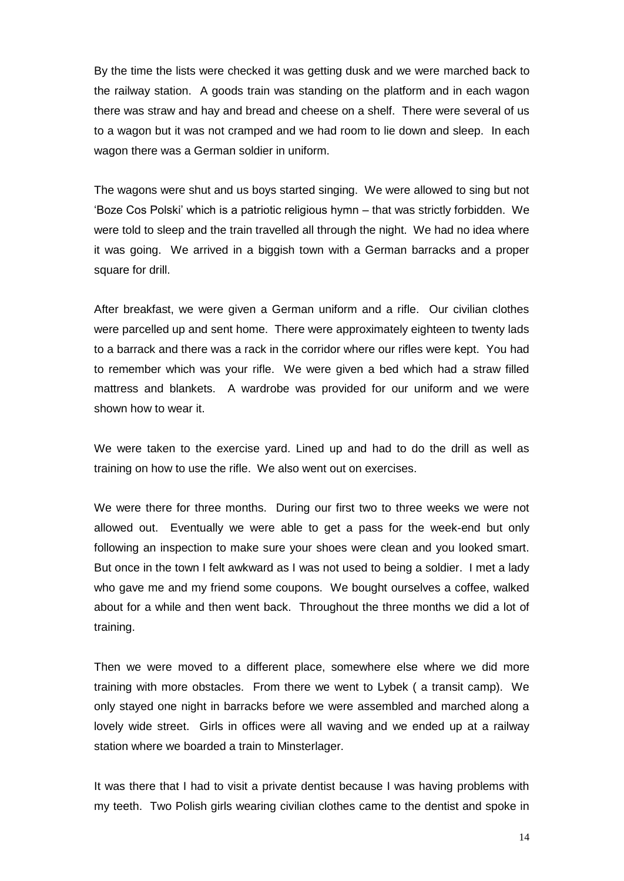By the time the lists were checked it was getting dusk and we were marched back to the railway station. A goods train was standing on the platform and in each wagon there was straw and hay and bread and cheese on a shelf. There were several of us to a wagon but it was not cramped and we had room to lie down and sleep. In each wagon there was a German soldier in uniform.

The wagons were shut and us boys started singing. We were allowed to sing but not 'Boze Cos Polski' which is a patriotic religious hymn – that was strictly forbidden. We were told to sleep and the train travelled all through the night. We had no idea where it was going. We arrived in a biggish town with a German barracks and a proper square for drill.

After breakfast, we were given a German uniform and a rifle. Our civilian clothes were parcelled up and sent home. There were approximately eighteen to twenty lads to a barrack and there was a rack in the corridor where our rifles were kept. You had to remember which was your rifle. We were given a bed which had a straw filled mattress and blankets. A wardrobe was provided for our uniform and we were shown how to wear it.

We were taken to the exercise yard. Lined up and had to do the drill as well as training on how to use the rifle. We also went out on exercises.

We were there for three months. During our first two to three weeks we were not allowed out. Eventually we were able to get a pass for the week-end but only following an inspection to make sure your shoes were clean and you looked smart. But once in the town I felt awkward as I was not used to being a soldier. I met a lady who gave me and my friend some coupons. We bought ourselves a coffee, walked about for a while and then went back. Throughout the three months we did a lot of training.

Then we were moved to a different place, somewhere else where we did more training with more obstacles. From there we went to Lybek ( a transit camp). We only stayed one night in barracks before we were assembled and marched along a lovely wide street. Girls in offices were all waving and we ended up at a railway station where we boarded a train to Minsterlager.

It was there that I had to visit a private dentist because I was having problems with my teeth. Two Polish girls wearing civilian clothes came to the dentist and spoke in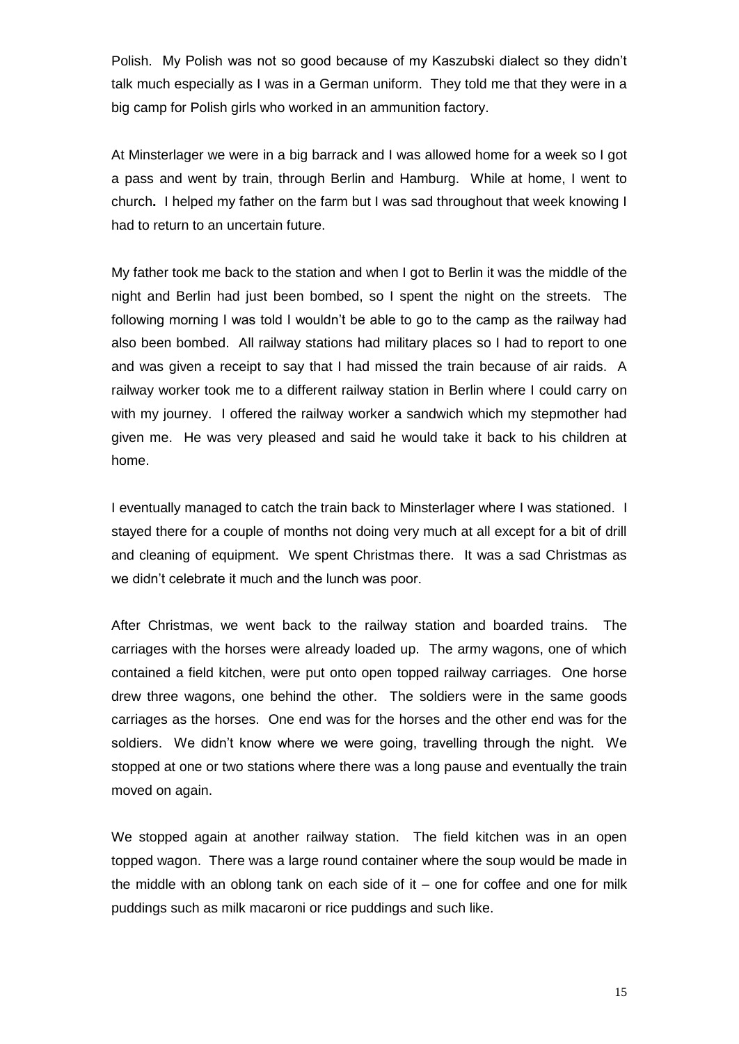Polish. My Polish was not so good because of my Kaszubski dialect so they didn't talk much especially as I was in a German uniform. They told me that they were in a big camp for Polish girls who worked in an ammunition factory.

At Minsterlager we were in a big barrack and I was allowed home for a week so I got a pass and went by train, through Berlin and Hamburg. While at home, I went to church**.** I helped my father on the farm but I was sad throughout that week knowing I had to return to an uncertain future.

My father took me back to the station and when I got to Berlin it was the middle of the night and Berlin had just been bombed, so I spent the night on the streets. The following morning I was told I wouldn't be able to go to the camp as the railway had also been bombed. All railway stations had military places so I had to report to one and was given a receipt to say that I had missed the train because of air raids. A railway worker took me to a different railway station in Berlin where I could carry on with my journey. I offered the railway worker a sandwich which my stepmother had given me. He was very pleased and said he would take it back to his children at home.

I eventually managed to catch the train back to Minsterlager where I was stationed. I stayed there for a couple of months not doing very much at all except for a bit of drill and cleaning of equipment. We spent Christmas there. It was a sad Christmas as we didn't celebrate it much and the lunch was poor.

After Christmas, we went back to the railway station and boarded trains. The carriages with the horses were already loaded up. The army wagons, one of which contained a field kitchen, were put onto open topped railway carriages. One horse drew three wagons, one behind the other. The soldiers were in the same goods carriages as the horses. One end was for the horses and the other end was for the soldiers. We didn't know where we were going, travelling through the night. We stopped at one or two stations where there was a long pause and eventually the train moved on again.

We stopped again at another railway station. The field kitchen was in an open topped wagon. There was a large round container where the soup would be made in the middle with an oblong tank on each side of it – one for coffee and one for milk puddings such as milk macaroni or rice puddings and such like.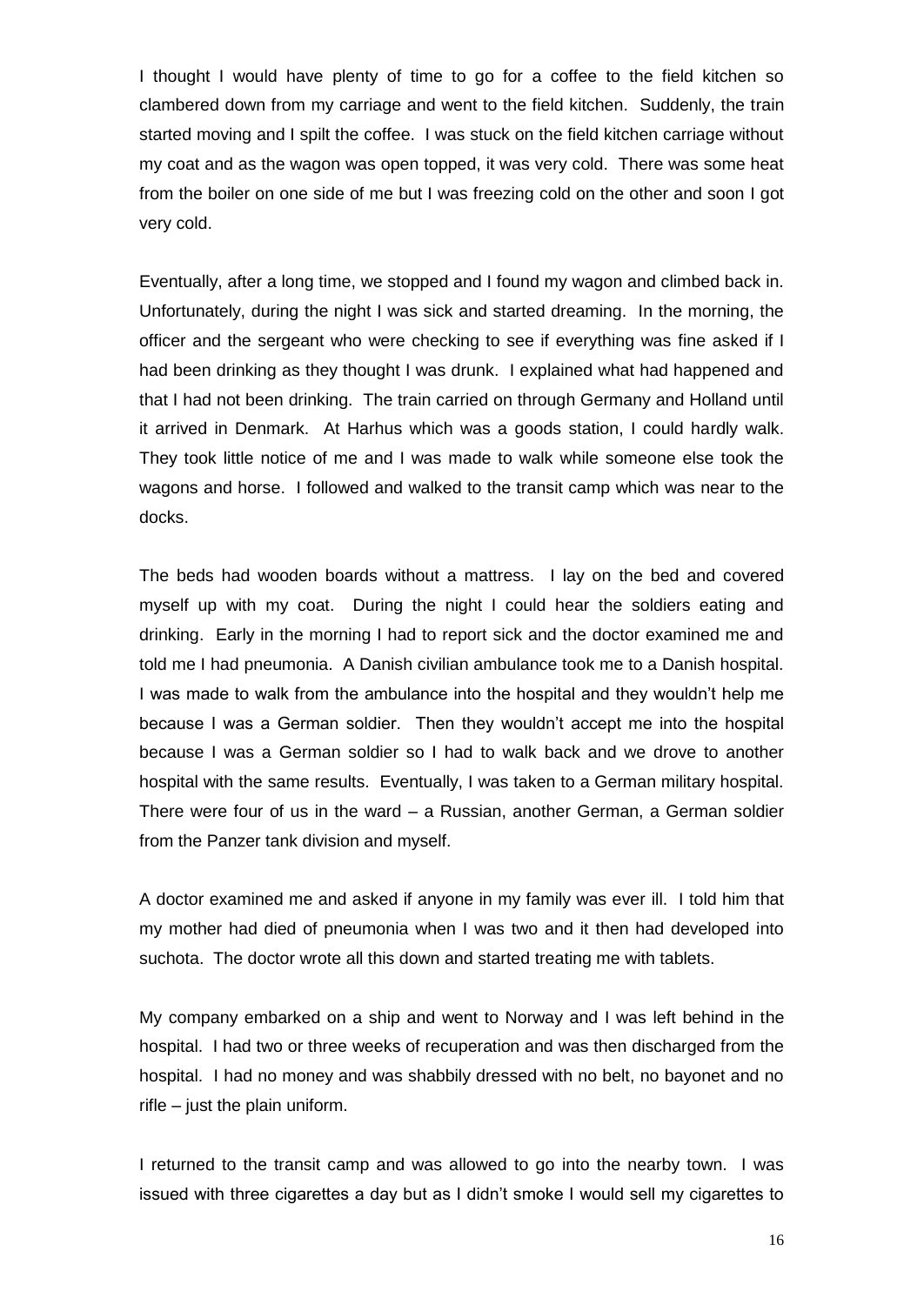I thought I would have plenty of time to go for a coffee to the field kitchen so clambered down from my carriage and went to the field kitchen. Suddenly, the train started moving and I spilt the coffee. I was stuck on the field kitchen carriage without my coat and as the wagon was open topped, it was very cold. There was some heat from the boiler on one side of me but I was freezing cold on the other and soon I got very cold.

Eventually, after a long time, we stopped and I found my wagon and climbed back in. Unfortunately, during the night I was sick and started dreaming. In the morning, the officer and the sergeant who were checking to see if everything was fine asked if I had been drinking as they thought I was drunk. I explained what had happened and that I had not been drinking. The train carried on through Germany and Holland until it arrived in Denmark. At Harhus which was a goods station, I could hardly walk. They took little notice of me and I was made to walk while someone else took the wagons and horse. I followed and walked to the transit camp which was near to the docks.

The beds had wooden boards without a mattress. I lay on the bed and covered myself up with my coat. During the night I could hear the soldiers eating and drinking. Early in the morning I had to report sick and the doctor examined me and told me I had pneumonia. A Danish civilian ambulance took me to a Danish hospital. I was made to walk from the ambulance into the hospital and they wouldn't help me because I was a German soldier. Then they wouldn't accept me into the hospital because I was a German soldier so I had to walk back and we drove to another hospital with the same results. Eventually, I was taken to a German military hospital. There were four of us in the ward – a Russian, another German, a German soldier from the Panzer tank division and myself.

A doctor examined me and asked if anyone in my family was ever ill. I told him that my mother had died of pneumonia when I was two and it then had developed into suchota. The doctor wrote all this down and started treating me with tablets.

My company embarked on a ship and went to Norway and I was left behind in the hospital. I had two or three weeks of recuperation and was then discharged from the hospital. I had no money and was shabbily dressed with no belt, no bayonet and no rifle – just the plain uniform.

I returned to the transit camp and was allowed to go into the nearby town. I was issued with three cigarettes a day but as I didn't smoke I would sell my cigarettes to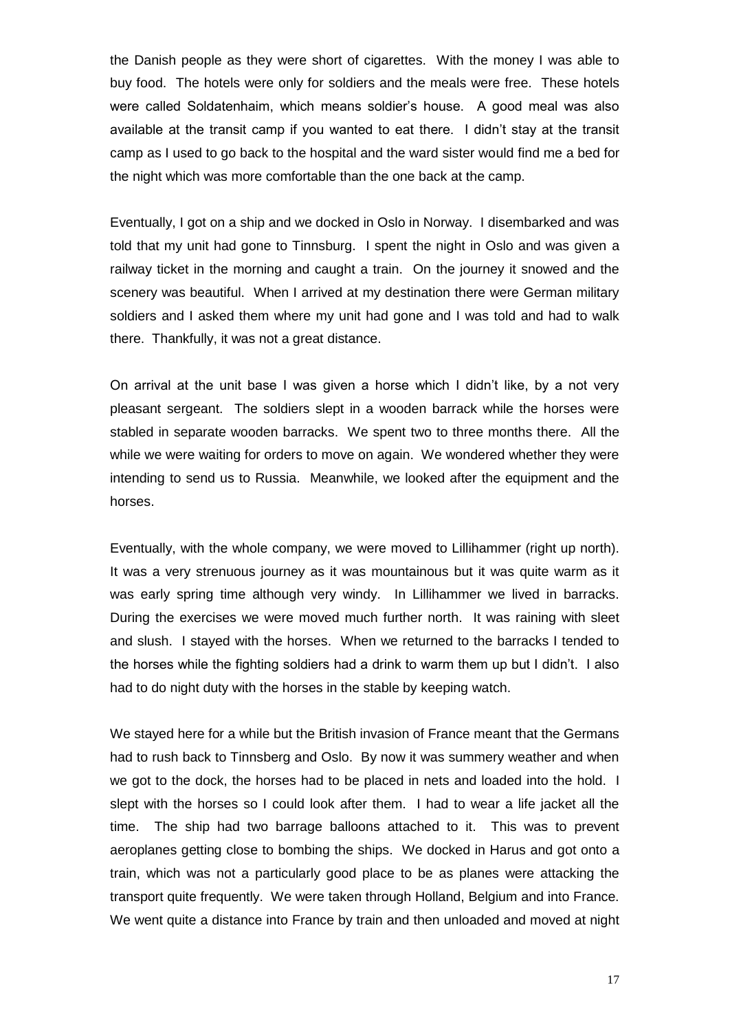the Danish people as they were short of cigarettes. With the money I was able to buy food. The hotels were only for soldiers and the meals were free. These hotels were called Soldatenhaim, which means soldier's house. A good meal was also available at the transit camp if you wanted to eat there. I didn't stay at the transit camp as I used to go back to the hospital and the ward sister would find me a bed for the night which was more comfortable than the one back at the camp.

Eventually, I got on a ship and we docked in Oslo in Norway. I disembarked and was told that my unit had gone to Tinnsburg. I spent the night in Oslo and was given a railway ticket in the morning and caught a train. On the journey it snowed and the scenery was beautiful. When I arrived at my destination there were German military soldiers and I asked them where my unit had gone and I was told and had to walk there. Thankfully, it was not a great distance.

On arrival at the unit base I was given a horse which I didn't like, by a not very pleasant sergeant. The soldiers slept in a wooden barrack while the horses were stabled in separate wooden barracks. We spent two to three months there. All the while we were waiting for orders to move on again. We wondered whether they were intending to send us to Russia. Meanwhile, we looked after the equipment and the horses.

Eventually, with the whole company, we were moved to Lillihammer (right up north). It was a very strenuous journey as it was mountainous but it was quite warm as it was early spring time although very windy. In Lillihammer we lived in barracks. During the exercises we were moved much further north. It was raining with sleet and slush. I stayed with the horses. When we returned to the barracks I tended to the horses while the fighting soldiers had a drink to warm them up but I didn't. I also had to do night duty with the horses in the stable by keeping watch.

We stayed here for a while but the British invasion of France meant that the Germans had to rush back to Tinnsberg and Oslo. By now it was summery weather and when we got to the dock, the horses had to be placed in nets and loaded into the hold. I slept with the horses so I could look after them. I had to wear a life jacket all the time. The ship had two barrage balloons attached to it. This was to prevent aeroplanes getting close to bombing the ships. We docked in Harus and got onto a train, which was not a particularly good place to be as planes were attacking the transport quite frequently. We were taken through Holland, Belgium and into France. We went quite a distance into France by train and then unloaded and moved at night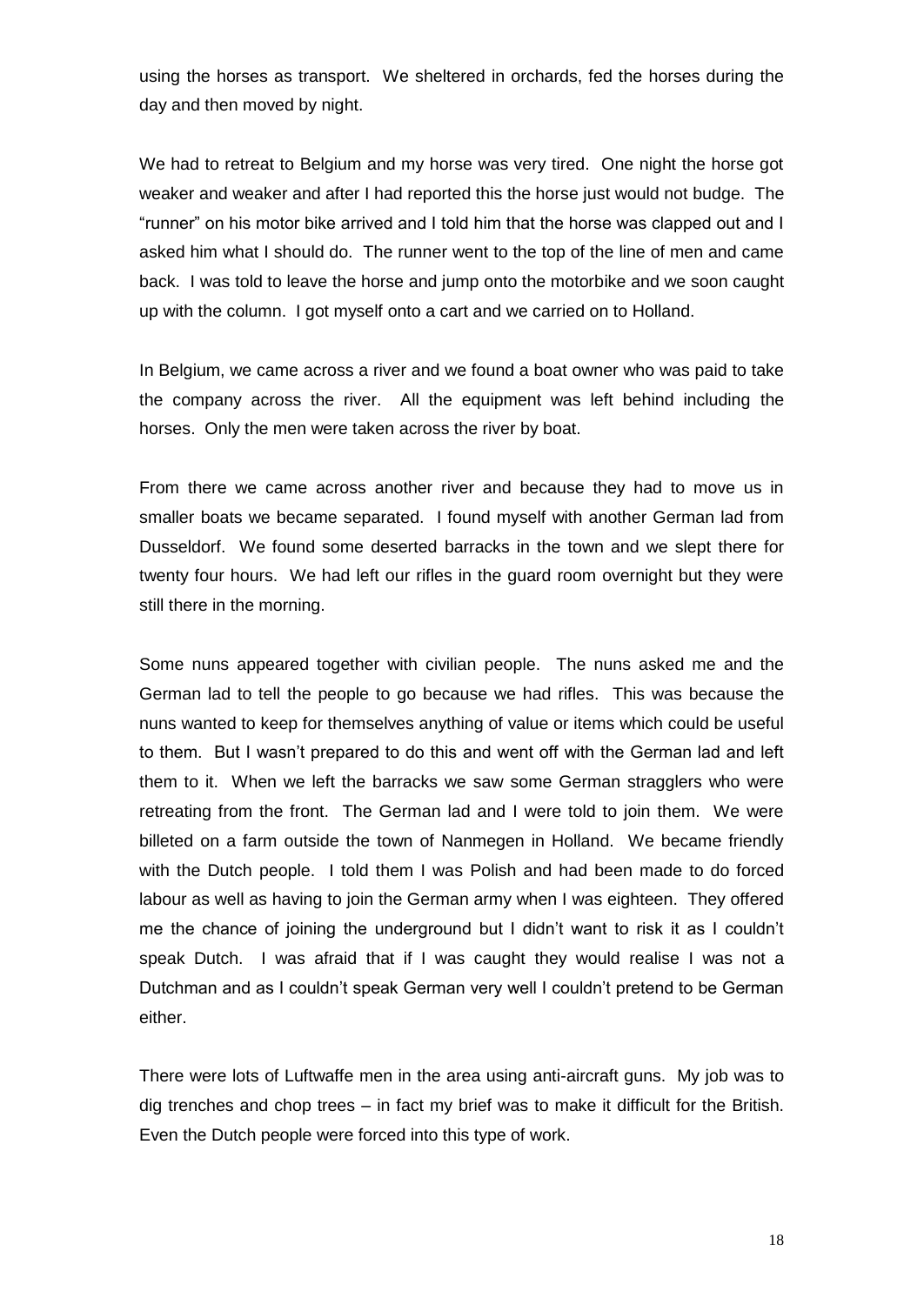using the horses as transport. We sheltered in orchards, fed the horses during the day and then moved by night.

We had to retreat to Belgium and my horse was very tired. One night the horse got weaker and weaker and after I had reported this the horse just would not budge. The "runner" on his motor bike arrived and I told him that the horse was clapped out and I asked him what I should do. The runner went to the top of the line of men and came back. I was told to leave the horse and jump onto the motorbike and we soon caught up with the column. I got myself onto a cart and we carried on to Holland.

In Belgium, we came across a river and we found a boat owner who was paid to take the company across the river. All the equipment was left behind including the horses. Only the men were taken across the river by boat.

From there we came across another river and because they had to move us in smaller boats we became separated. I found myself with another German lad from Dusseldorf. We found some deserted barracks in the town and we slept there for twenty four hours. We had left our rifles in the guard room overnight but they were still there in the morning.

Some nuns appeared together with civilian people. The nuns asked me and the German lad to tell the people to go because we had rifles. This was because the nuns wanted to keep for themselves anything of value or items which could be useful to them. But I wasn't prepared to do this and went off with the German lad and left them to it. When we left the barracks we saw some German stragglers who were retreating from the front. The German lad and I were told to join them. We were billeted on a farm outside the town of Nanmegen in Holland. We became friendly with the Dutch people. I told them I was Polish and had been made to do forced labour as well as having to join the German army when I was eighteen. They offered me the chance of joining the underground but I didn't want to risk it as I couldn't speak Dutch. I was afraid that if I was caught they would realise I was not a Dutchman and as I couldn't speak German very well I couldn't pretend to be German either.

There were lots of Luftwaffe men in the area using anti-aircraft guns. My job was to dig trenches and chop trees – in fact my brief was to make it difficult for the British. Even the Dutch people were forced into this type of work.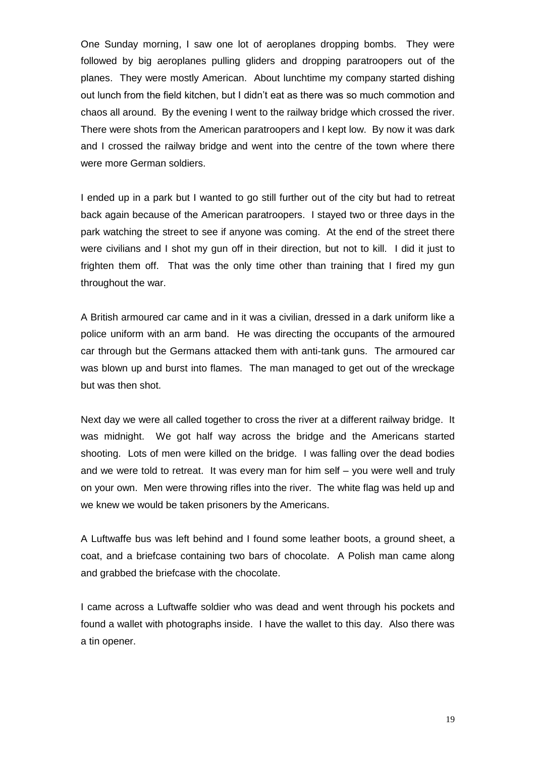One Sunday morning, I saw one lot of aeroplanes dropping bombs. They were followed by big aeroplanes pulling gliders and dropping paratroopers out of the planes. They were mostly American. About lunchtime my company started dishing out lunch from the field kitchen, but I didn't eat as there was so much commotion and chaos all around. By the evening I went to the railway bridge which crossed the river. There were shots from the American paratroopers and I kept low. By now it was dark and I crossed the railway bridge and went into the centre of the town where there were more German soldiers.

I ended up in a park but I wanted to go still further out of the city but had to retreat back again because of the American paratroopers. I stayed two or three days in the park watching the street to see if anyone was coming. At the end of the street there were civilians and I shot my gun off in their direction, but not to kill. I did it just to frighten them off. That was the only time other than training that I fired my gun throughout the war.

A British armoured car came and in it was a civilian, dressed in a dark uniform like a police uniform with an arm band. He was directing the occupants of the armoured car through but the Germans attacked them with anti-tank guns. The armoured car was blown up and burst into flames. The man managed to get out of the wreckage but was then shot.

Next day we were all called together to cross the river at a different railway bridge. It was midnight. We got half way across the bridge and the Americans started shooting. Lots of men were killed on the bridge. I was falling over the dead bodies and we were told to retreat. It was every man for him self – you were well and truly on your own. Men were throwing rifles into the river. The white flag was held up and we knew we would be taken prisoners by the Americans.

A Luftwaffe bus was left behind and I found some leather boots, a ground sheet, a coat, and a briefcase containing two bars of chocolate. A Polish man came along and grabbed the briefcase with the chocolate.

I came across a Luftwaffe soldier who was dead and went through his pockets and found a wallet with photographs inside. I have the wallet to this day. Also there was a tin opener.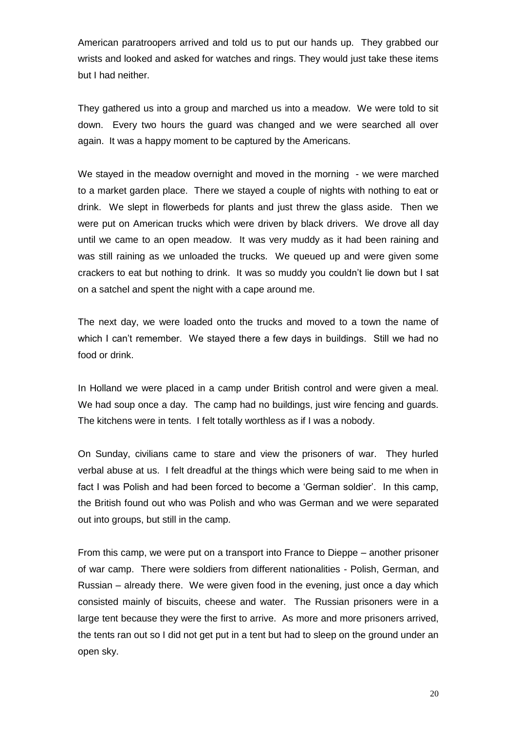American paratroopers arrived and told us to put our hands up. They grabbed our wrists and looked and asked for watches and rings. They would just take these items but I had neither.

They gathered us into a group and marched us into a meadow. We were told to sit down. Every two hours the guard was changed and we were searched all over again. It was a happy moment to be captured by the Americans.

We stayed in the meadow overnight and moved in the morning - we were marched to a market garden place. There we stayed a couple of nights with nothing to eat or drink. We slept in flowerbeds for plants and just threw the glass aside. Then we were put on American trucks which were driven by black drivers. We drove all day until we came to an open meadow. It was very muddy as it had been raining and was still raining as we unloaded the trucks. We queued up and were given some crackers to eat but nothing to drink. It was so muddy you couldn't lie down but I sat on a satchel and spent the night with a cape around me.

The next day, we were loaded onto the trucks and moved to a town the name of which I can't remember. We stayed there a few days in buildings. Still we had no food or drink.

In Holland we were placed in a camp under British control and were given a meal. We had soup once a day. The camp had no buildings, just wire fencing and guards. The kitchens were in tents. I felt totally worthless as if I was a nobody.

On Sunday, civilians came to stare and view the prisoners of war. They hurled verbal abuse at us. I felt dreadful at the things which were being said to me when in fact I was Polish and had been forced to become a 'German soldier'. In this camp, the British found out who was Polish and who was German and we were separated out into groups, but still in the camp.

From this camp, we were put on a transport into France to Dieppe – another prisoner of war camp. There were soldiers from different nationalities - Polish, German, and Russian – already there. We were given food in the evening, just once a day which consisted mainly of biscuits, cheese and water. The Russian prisoners were in a large tent because they were the first to arrive. As more and more prisoners arrived, the tents ran out so I did not get put in a tent but had to sleep on the ground under an open sky.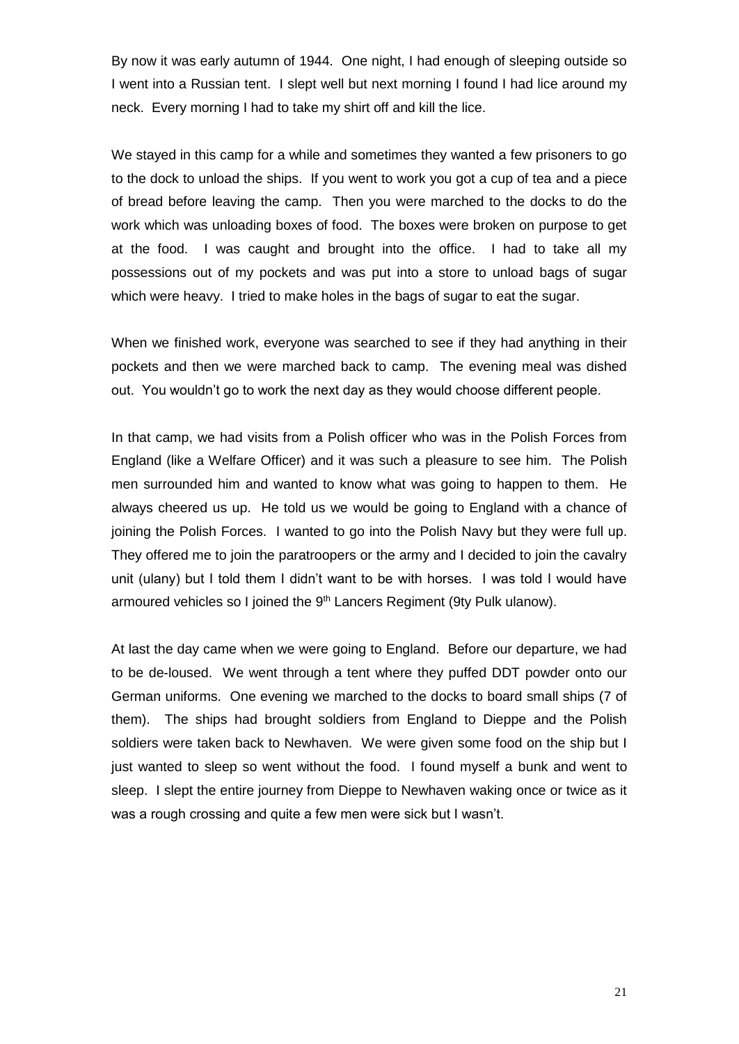By now it was early autumn of 1944. One night, I had enough of sleeping outside so I went into a Russian tent. I slept well but next morning I found I had lice around my neck. Every morning I had to take my shirt off and kill the lice.

We stayed in this camp for a while and sometimes they wanted a few prisoners to go to the dock to unload the ships. If you went to work you got a cup of tea and a piece of bread before leaving the camp. Then you were marched to the docks to do the work which was unloading boxes of food. The boxes were broken on purpose to get at the food. I was caught and brought into the office. I had to take all my possessions out of my pockets and was put into a store to unload bags of sugar which were heavy. I tried to make holes in the bags of sugar to eat the sugar.

When we finished work, everyone was searched to see if they had anything in their pockets and then we were marched back to camp. The evening meal was dished out. You wouldn't go to work the next day as they would choose different people.

In that camp, we had visits from a Polish officer who was in the Polish Forces from England (like a Welfare Officer) and it was such a pleasure to see him. The Polish men surrounded him and wanted to know what was going to happen to them. He always cheered us up. He told us we would be going to England with a chance of joining the Polish Forces. I wanted to go into the Polish Navy but they were full up. They offered me to join the paratroopers or the army and I decided to join the cavalry unit (ulany) but I told them I didn't want to be with horses. I was told I would have armoured vehicles so I joined the 9th Lancers Regiment (9ty Pulk ulanow).

At last the day came when we were going to England. Before our departure, we had to be de-loused. We went through a tent where they puffed DDT powder onto our German uniforms. One evening we marched to the docks to board small ships (7 of them). The ships had brought soldiers from England to Dieppe and the Polish soldiers were taken back to Newhaven. We were given some food on the ship but I just wanted to sleep so went without the food. I found myself a bunk and went to sleep. I slept the entire journey from Dieppe to Newhaven waking once or twice as it was a rough crossing and quite a few men were sick but I wasn't.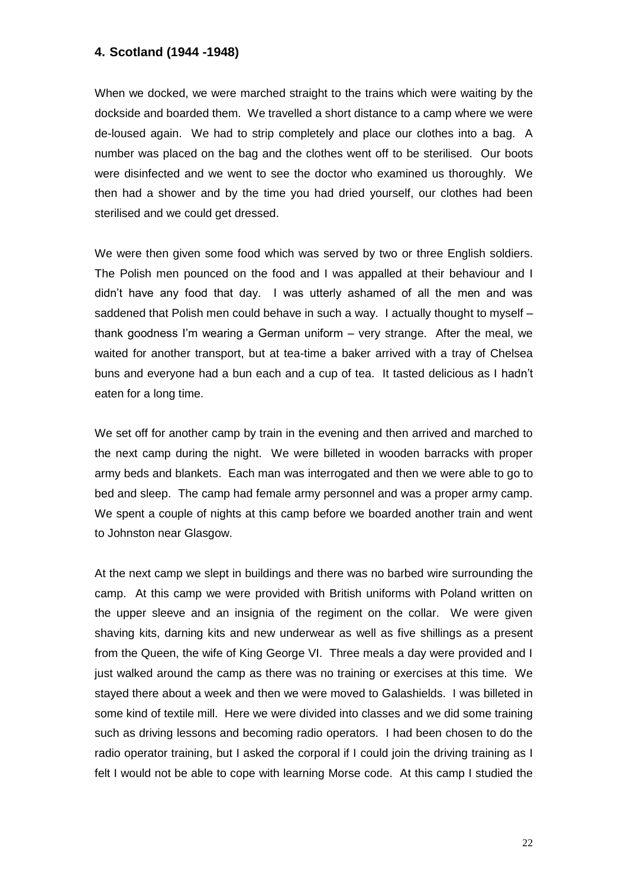## 4. Scotland (1944 -1948)

When we docked, we were marched straight to the trains which were waiting by the dockside and boarded them. We travelled a short distance to a camp where we were de-loused again. We had to strip completely and place our clothes into a bag. A number was placed on the bag and the clothes went off to be sterilised. Our boots were disinfected and we went to see the doctor who examined us thoroughly. We then had a shower and by the time you had dried yourself, our clothes had been sterilised and we could get dressed.

We were then given some food which was served by two or three English soldiers. The Polish men pounced on the food and I was appalled at their behaviour and I didn't have any food that day. I was utterly ashamed of all the men and was saddened that Polish men could behave in such a way. I actually thought to myself – thank goodness I'm wearing a German uniform – very strange. After the meal, we waited for another transport, but at tea-time a baker arrived with a tray of Chelsea buns and everyone had a bun each and a cup of tea. It tasted delicious as I hadn't eaten for a long time.

We set off for another camp by train in the evening and then arrived and marched to the next camp during the night. We were billeted in wooden barracks with proper army beds and blankets. Each man was interrogated and then we were able to go to bed and sleep. The camp had female army personnel and was a proper army camp. We spent a couple of nights at this camp before we boarded another train and went to Johnston near Glasgow.

At the next camp we slept in buildings and there was no barbed wire surrounding the camp. At this camp we were provided with British uniforms with Poland written on the upper sleeve and an insignia of the regiment on the collar. We were given shaving kits, darning kits and new underwear as well as five shillings as a present from the Queen, the wife of King George VI. Three meals a day were provided and I just walked around the camp as there was no training or exercises at this time. We stayed there about a week and then we were moved to Galashields. I was billeted in some kind of textile mill. Here we were divided into classes and we did some training such as driving lessons and becoming radio operators. I had been chosen to do the radio operator training, but I asked the corporal if I could join the driving training as I felt I would not be able to cope with learning Morse code. At this camp I studied the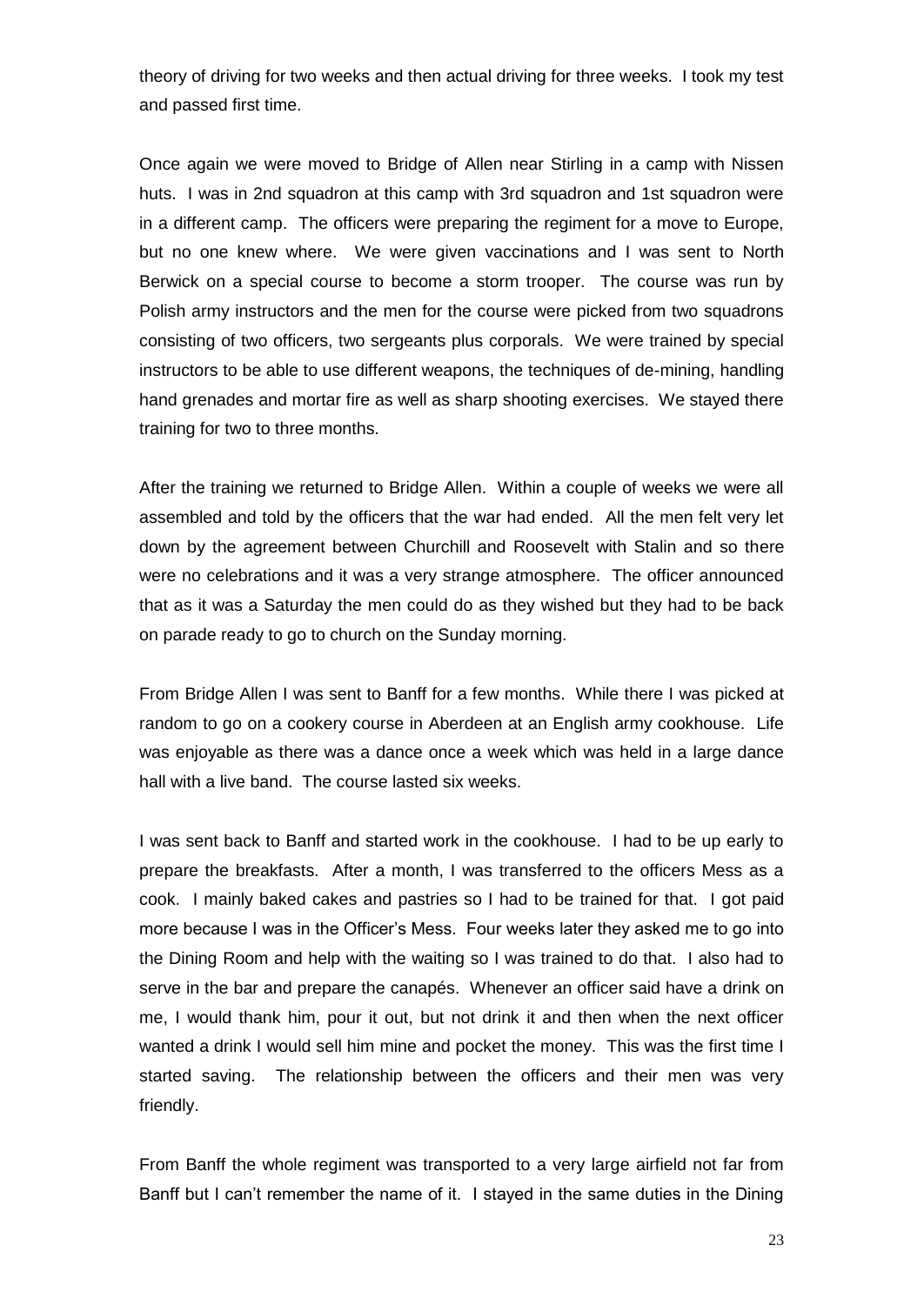theory of driving for two weeks and then actual driving for three weeks. I took my test and passed first time.

Once again we were moved to Bridge of Allen near Stirling in a camp with Nissen huts. I was in 2nd squadron at this camp with 3rd squadron and 1st squadron were in a different camp. The officers were preparing the regiment for a move to Europe, but no one knew where. We were given vaccinations and I was sent to North Berwick on a special course to become a storm trooper. The course was run by Polish army instructors and the men for the course were picked from two squadrons consisting of two officers, two sergeants plus corporals. We were trained by special instructors to be able to use different weapons, the techniques of de-mining, handling hand grenades and mortar fire as well as sharp shooting exercises. We stayed there training for two to three months.

After the training we returned to Bridge Allen. Within a couple of weeks we were all assembled and told by the officers that the war had ended. All the men felt very let down by the agreement between Churchill and Roosevelt with Stalin and so there were no celebrations and it was a very strange atmosphere. The officer announced that as it was a Saturday the men could do as they wished but they had to be back on parade ready to go to church on the Sunday morning.

From Bridge Allen I was sent to Banff for a few months. While there I was picked at random to go on a cookery course in Aberdeen at an English army cookhouse. Life was enjoyable as there was a dance once a week which was held in a large dance hall with a live band. The course lasted six weeks.

I was sent back to Banff and started work in the cookhouse. I had to be up early to prepare the breakfasts. After a month, I was transferred to the officers Mess as a cook. I mainly baked cakes and pastries so I had to be trained for that. I got paid more because I was in the Officer's Mess. Four weeks later they asked me to go into the Dining Room and help with the waiting so I was trained to do that. I also had to serve in the bar and prepare the canapés. Whenever an officer said have a drink on me, I would thank him, pour it out, but not drink it and then when the next officer wanted a drink I would sell him mine and pocket the money. This was the first time I started saving. The relationship between the officers and their men was very friendly.

From Banff the whole regiment was transported to a very large airfield not far from Banff but I can't remember the name of it. I stayed in the same duties in the Dining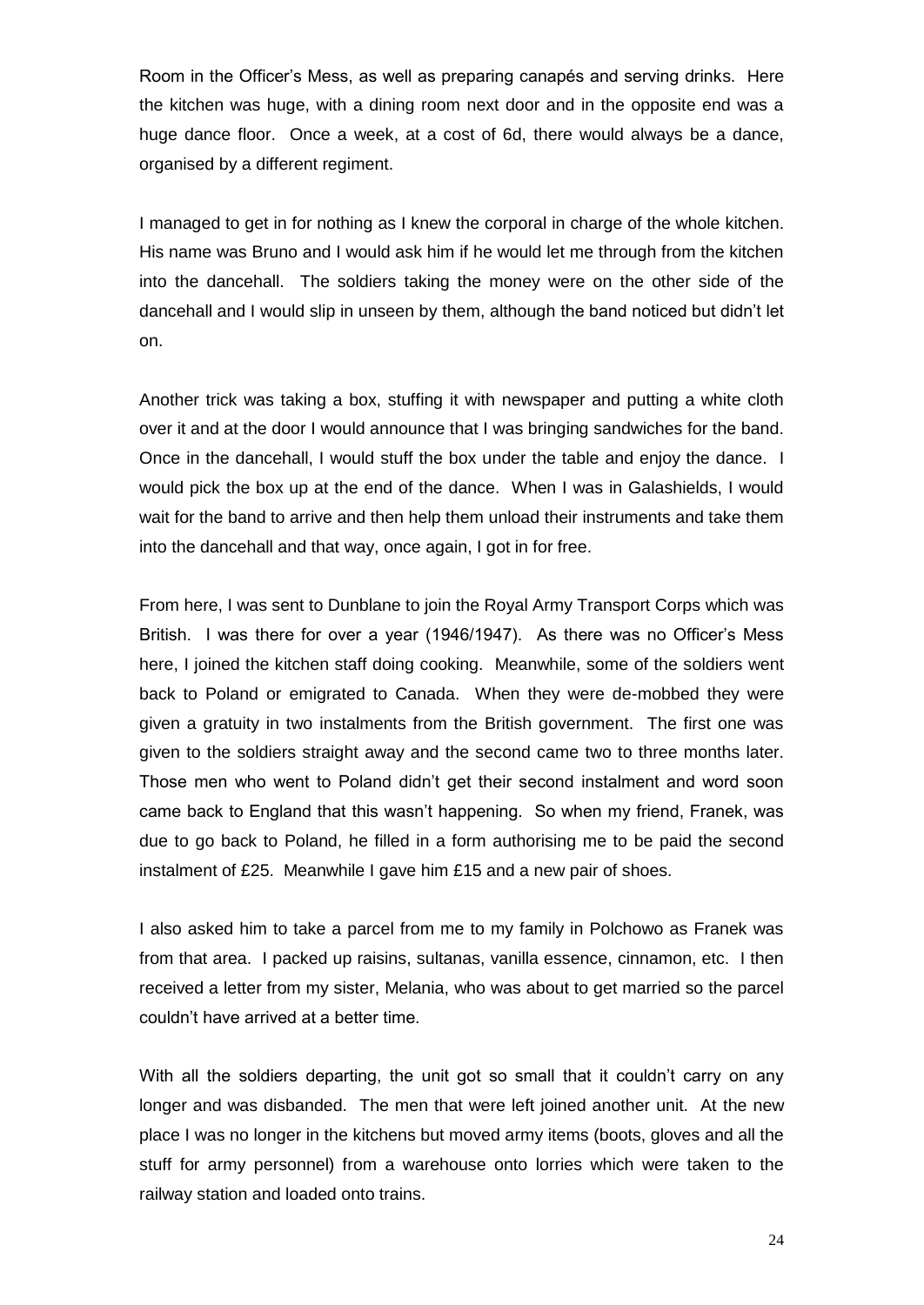Room in the Officer's Mess, as well as preparing canapés and serving drinks. Here the kitchen was huge, with a dining room next door and in the opposite end was a huge dance floor. Once a week, at a cost of 6d, there would always be a dance, organised by a different regiment.

I managed to get in for nothing as I knew the corporal in charge of the whole kitchen. His name was Bruno and I would ask him if he would let me through from the kitchen into the dancehall. The soldiers taking the money were on the other side of the dancehall and I would slip in unseen by them, although the band noticed but didn't let on.

Another trick was taking a box, stuffing it with newspaper and putting a white cloth over it and at the door I would announce that I was bringing sandwiches for the band. Once in the dancehall, I would stuff the box under the table and enjoy the dance. I would pick the box up at the end of the dance. When I was in Galashields, I would wait for the band to arrive and then help them unload their instruments and take them into the dancehall and that way, once again, I got in for free.

From here, I was sent to Dunblane to join the Royal Army Transport Corps which was British. I was there for over a year (1946/1947). As there was no Officer's Mess here, I joined the kitchen staff doing cooking. Meanwhile, some of the soldiers went back to Poland or emigrated to Canada. When they were de-mobbed they were given a gratuity in two instalments from the British government. The first one was given to the soldiers straight away and the second came two to three months later. Those men who went to Poland didn't get their second instalment and word soon came back to England that this wasn't happening. So when my friend, Franek, was due to go back to Poland, he filled in a form authorising me to be paid the second instalment of £25. Meanwhile I gave him £15 and a new pair of shoes.

I also asked him to take a parcel from me to my family in Polchowo as Franek was from that area. I packed up raisins, sultanas, vanilla essence, cinnamon, etc. I then received a letter from my sister, Melania, who was about to get married so the parcel couldn't have arrived at a better time.

With all the soldiers departing, the unit got so small that it couldn't carry on any longer and was disbanded. The men that were left joined another unit. At the new place I was no longer in the kitchens but moved army items (boots, gloves and all the stuff for army personnel) from a warehouse onto lorries which were taken to the railway station and loaded onto trains.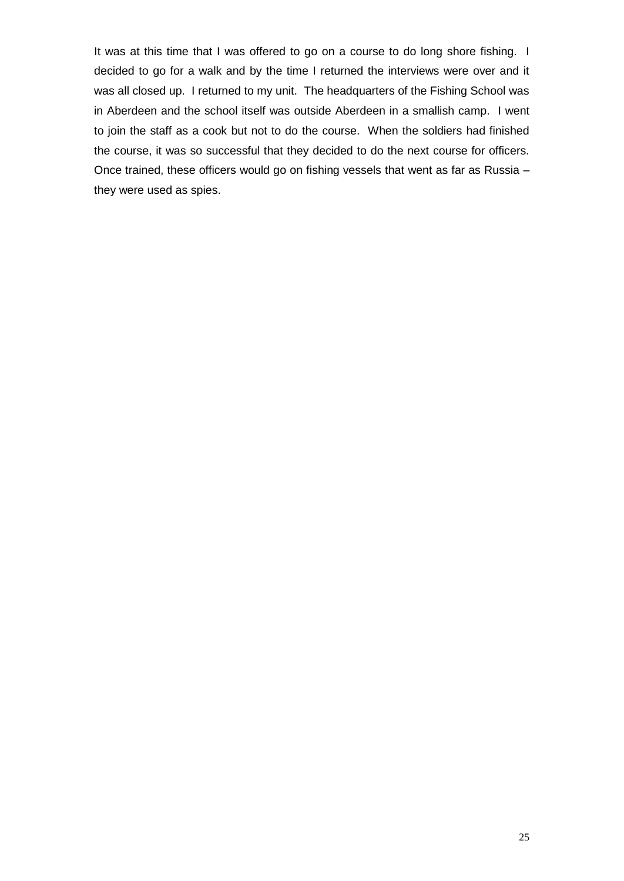It was at this time that I was offered to go on a course to do long shore fishing. I decided to go for a walk and by the time I returned the interviews were over and it was all closed up. I returned to my unit. The headquarters of the Fishing School was in Aberdeen and the school itself was outside Aberdeen in a smallish camp. I went to join the staff as a cook but not to do the course. When the soldiers had finished the course, it was so successful that they decided to do the next course for officers. Once trained, these officers would go on fishing vessels that went as far as Russia – they were used as spies.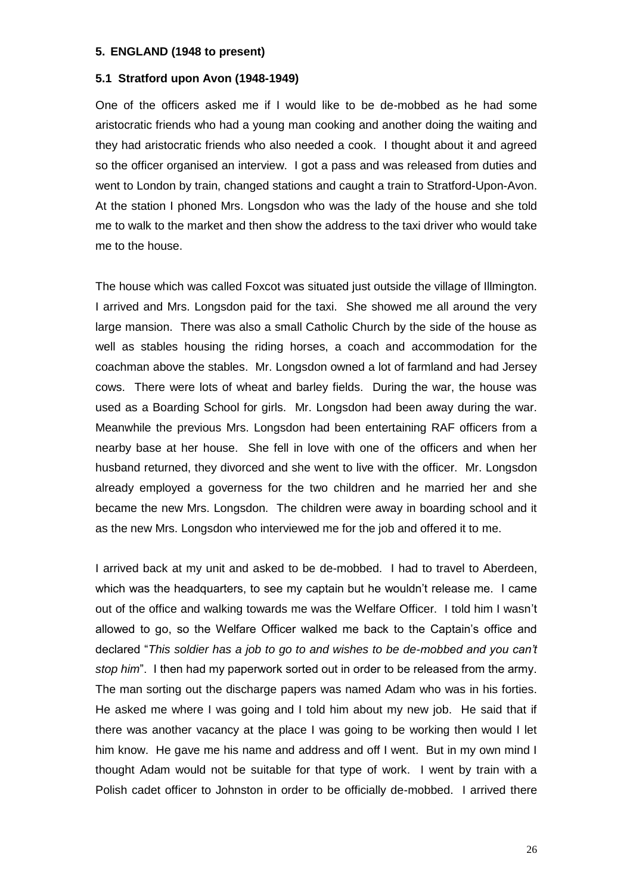## 5. ENGLAND (1948 to present)

### 5.1 Stratford upon Avon (1948-1949)

One of the officers asked me if I would like to be de-mobbed as he had some aristocratic friends who had a young man cooking and another doing the waiting and they had aristocratic friends who also needed a cook. I thought about it and agreed so the officer organised an interview. I got a pass and was released from duties and went to London by train, changed stations and caught a train to Stratford-Upon-Avon. At the station I phoned Mrs. Longsdon who was the lady of the house and she told me to walk to the market and then show the address to the taxi driver who would take me to the house.

The house which was called Foxcot was situated just outside the village of Illmington. I arrived and Mrs. Longsdon paid for the taxi. She showed me all around the very large mansion. There was also a small Catholic Church by the side of the house as well as stables housing the riding horses, a coach and accommodation for the coachman above the stables. Mr. Longsdon owned a lot of farmland and had Jersey cows. There were lots of wheat and barley fields. During the war, the house was used as a Boarding School for girls. Mr. Longsdon had been away during the war. Meanwhile the previous Mrs. Longsdon had been entertaining RAF officers from a nearby base at her house. She fell in love with one of the officers and when her husband returned, they divorced and she went to live with the officer. Mr. Longsdon already employed a governess for the two children and he married her and she became the new Mrs. Longsdon. The children were away in boarding school and it as the new Mrs. Longsdon who interviewed me for the job and offered it to me.

I arrived back at my unit and asked to be de-mobbed. I had to travel to Aberdeen, which was the headquarters, to see my captain but he wouldn't release me. I came out of the office and walking towards me was the Welfare Officer. I told him I wasn't allowed to go, so the Welfare Officer walked me back to the Captain's office and declared "*This soldier has a job to go to and wishes to be de-mobbed and you can't stop him*". I then had my paperwork sorted out in order to be released from the army. The man sorting out the discharge papers was named Adam who was in his forties. He asked me where I was going and I told him about my new job. He said that if there was another vacancy at the place I was going to be working then would I let him know. He gave me his name and address and off I went. But in my own mind I thought Adam would not be suitable for that type of work. I went by train with a Polish cadet officer to Johnston in order to be officially de-mobbed. I arrived there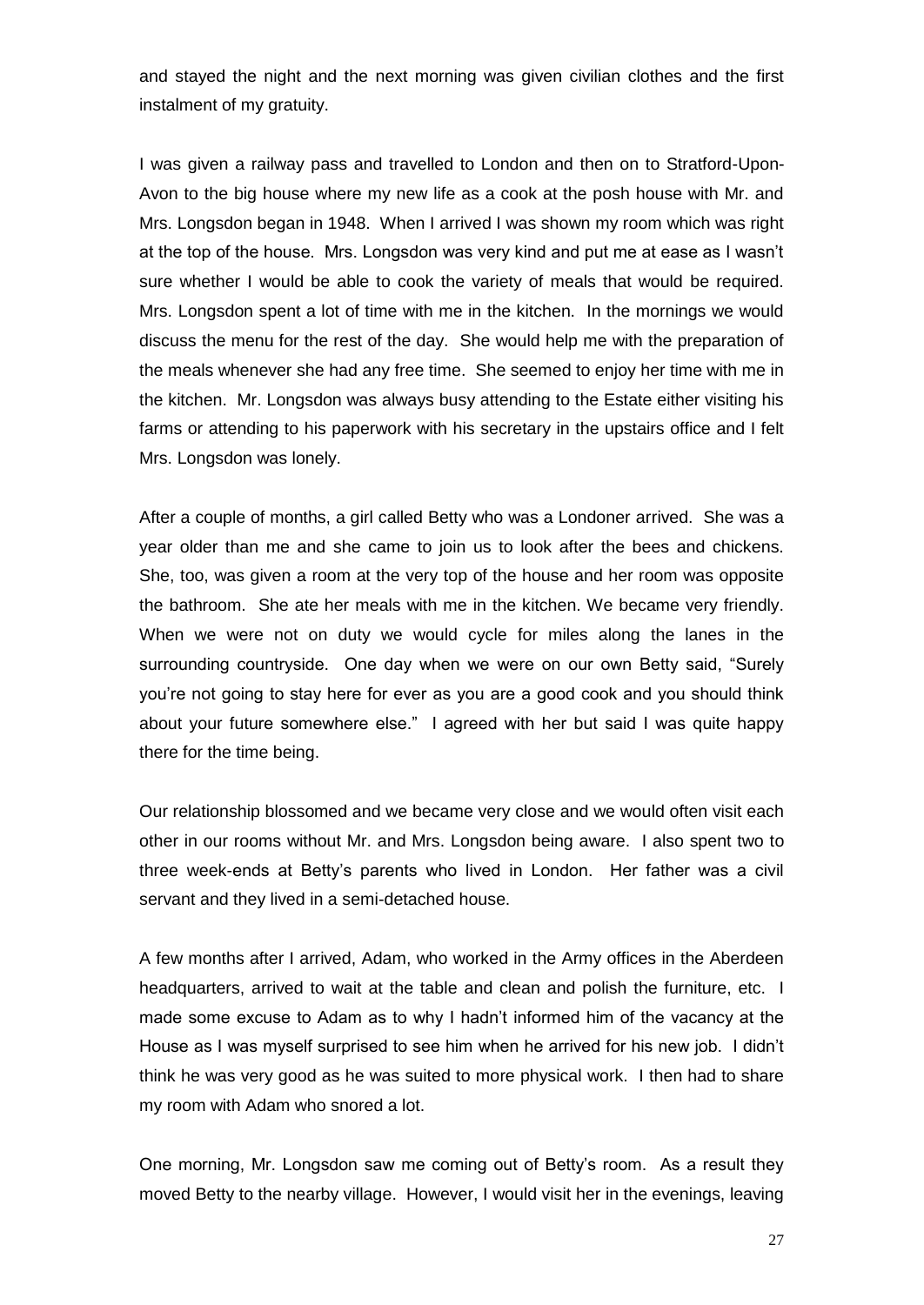and stayed the night and the next morning was given civilian clothes and the first instalment of my gratuity.

I was given a railway pass and travelled to London and then on to Stratford-Upon-Avon to the big house where my new life as a cook at the posh house with Mr. and Mrs. Longsdon began in 1948. When I arrived I was shown my room which was right at the top of the house. Mrs. Longsdon was very kind and put me at ease as I wasn't sure whether I would be able to cook the variety of meals that would be required. Mrs. Longsdon spent a lot of time with me in the kitchen. In the mornings we would discuss the menu for the rest of the day. She would help me with the preparation of the meals whenever she had any free time. She seemed to enjoy her time with me in the kitchen. Mr. Longsdon was always busy attending to the Estate either visiting his farms or attending to his paperwork with his secretary in the upstairs office and I felt Mrs. Longsdon was lonely.

After a couple of months, a girl called Betty who was a Londoner arrived. She was a year older than me and she came to join us to look after the bees and chickens. She, too, was given a room at the very top of the house and her room was opposite the bathroom. She ate her meals with me in the kitchen. We became very friendly. When we were not on duty we would cycle for miles along the lanes in the surrounding countryside. One day when we were on our own Betty said, "Surely you're not going to stay here for ever as you are a good cook and you should think about your future somewhere else." I agreed with her but said I was quite happy there for the time being.

Our relationship blossomed and we became very close and we would often visit each other in our rooms without Mr. and Mrs. Longsdon being aware. I also spent two to three week-ends at Betty's parents who lived in London. Her father was a civil servant and they lived in a semi-detached house.

A few months after I arrived, Adam, who worked in the Army offices in the Aberdeen headquarters, arrived to wait at the table and clean and polish the furniture, etc. I made some excuse to Adam as to why I hadn't informed him of the vacancy at the House as I was myself surprised to see him when he arrived for his new job. I didn't think he was very good as he was suited to more physical work. I then had to share my room with Adam who snored a lot.

One morning, Mr. Longsdon saw me coming out of Betty's room. As a result they moved Betty to the nearby village. However, I would visit her in the evenings, leaving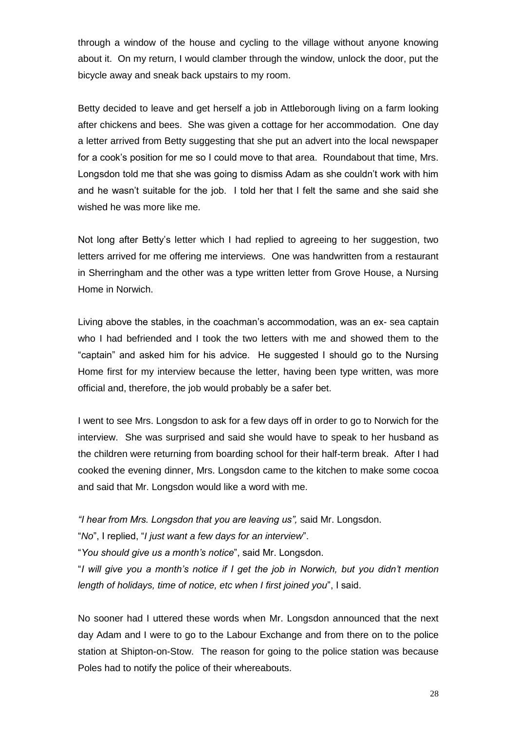through a window of the house and cycling to the village without anyone knowing about it. On my return, I would clamber through the window, unlock the door, put the bicycle away and sneak back upstairs to my room.

Betty decided to leave and get herself a job in Attleborough living on a farm looking after chickens and bees. She was given a cottage for her accommodation. One day a letter arrived from Betty suggesting that she put an advert into the local newspaper for a cook's position for me so I could move to that area. Roundabout that time, Mrs. Longsdon told me that she was going to dismiss Adam as she couldn't work with him and he wasn't suitable for the job. I told her that I felt the same and she said she wished he was more like me.

Not long after Betty's letter which I had replied to agreeing to her suggestion, two letters arrived for me offering me interviews. One was handwritten from a restaurant in Sherringham and the other was a type written letter from Grove House, a Nursing Home in Norwich.

Living above the stables, in the coachman's accommodation, was an ex- sea captain who I had befriended and I took the two letters with me and showed them to the "captain" and asked him for his advice. He suggested I should go to the Nursing Home first for my interview because the letter, having been type written, was more official and, therefore, the job would probably be a safer bet.

I went to see Mrs. Longsdon to ask for a few days off in order to go to Norwich for the interview. She was surprised and said she would have to speak to her husband as the children were returning from boarding school for their half-term break. After I had cooked the evening dinner, Mrs. Longsdon came to the kitchen to make some cocoa and said that Mr. Longsdon would like a word with me.

*"I hear from Mrs. Longsdon that you are leaving us",* said Mr. Longsdon.
"*No*", I replied, "*I just want a few days for an interview*".
"*You should give us a month's notice*", said Mr. Longsdon.
"*I will give you a month's notice if I get the job in Norwich, but you didn't mention length of holidays, time of notice, etc when I first joined you*", I said.

No sooner had I uttered these words when Mr. Longsdon announced that the next day Adam and I were to go to the Labour Exchange and from there on to the police station at Shipton-on-Stow. The reason for going to the police station was because Poles had to notify the police of their whereabouts.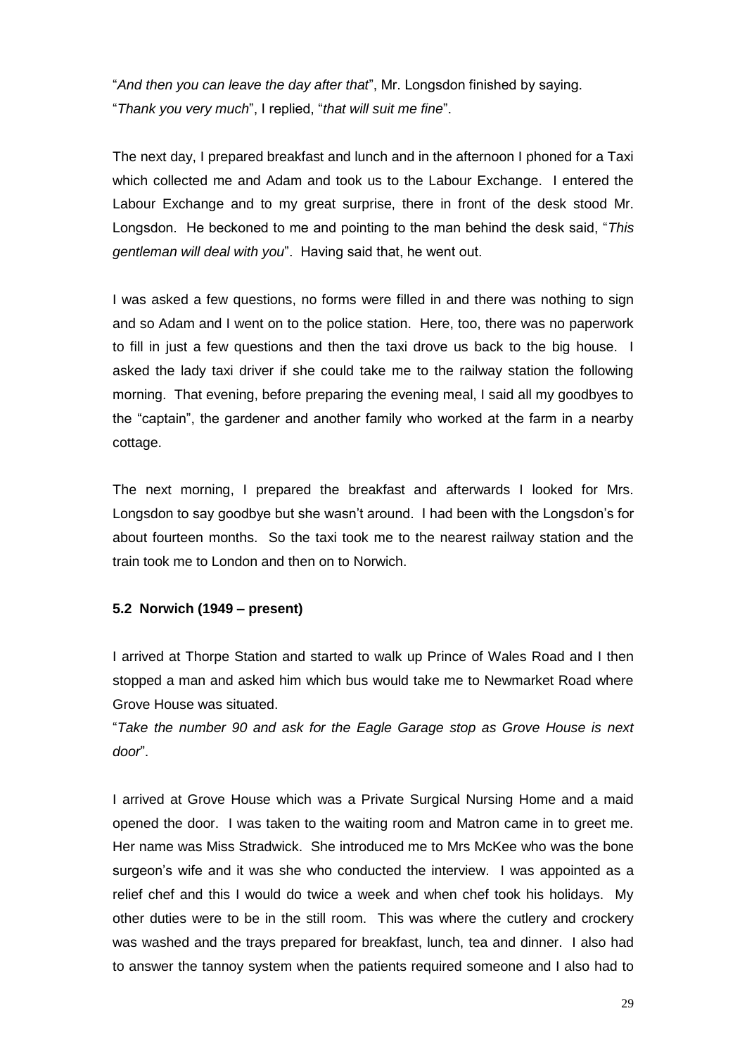"*And then you can leave the day after that*", Mr. Longsdon finished by saying. "*Thank you very much*", I replied, "*that will suit me fine*".

The next day, I prepared breakfast and lunch and in the afternoon I phoned for a Taxi which collected me and Adam and took us to the Labour Exchange. I entered the Labour Exchange and to my great surprise, there in front of the desk stood Mr. Longsdon. He beckoned to me and pointing to the man behind the desk said, "*This gentleman will deal with you*". Having said that, he went out.

I was asked a few questions, no forms were filled in and there was nothing to sign and so Adam and I went on to the police station. Here, too, there was no paperwork to fill in just a few questions and then the taxi drove us back to the big house. I asked the lady taxi driver if she could take me to the railway station the following morning. That evening, before preparing the evening meal, I said all my goodbyes to the "captain", the gardener and another family who worked at the farm in a nearby cottage.

The next morning, I prepared the breakfast and afterwards I looked for Mrs. Longsdon to say goodbye but she wasn't around. I had been with the Longsdon's for about fourteen months. So the taxi took me to the nearest railway station and the train took me to London and then on to Norwich.

### 5.2 Norwich (1949 – present)

I arrived at Thorpe Station and started to walk up Prince of Wales Road and I then stopped a man and asked him which bus would take me to Newmarket Road where Grove House was situated.

"*Take the number 90 and ask for the Eagle Garage stop as Grove House is next door*".

I arrived at Grove House which was a Private Surgical Nursing Home and a maid opened the door. I was taken to the waiting room and Matron came in to greet me. Her name was Miss Stradwick. She introduced me to Mrs McKee who was the bone surgeon's wife and it was she who conducted the interview. I was appointed as a relief chef and this I would do twice a week and when chef took his holidays. My other duties were to be in the still room. This was where the cutlery and crockery was washed and the trays prepared for breakfast, lunch, tea and dinner. I also had to answer the tannoy system when the patients required someone and I also had to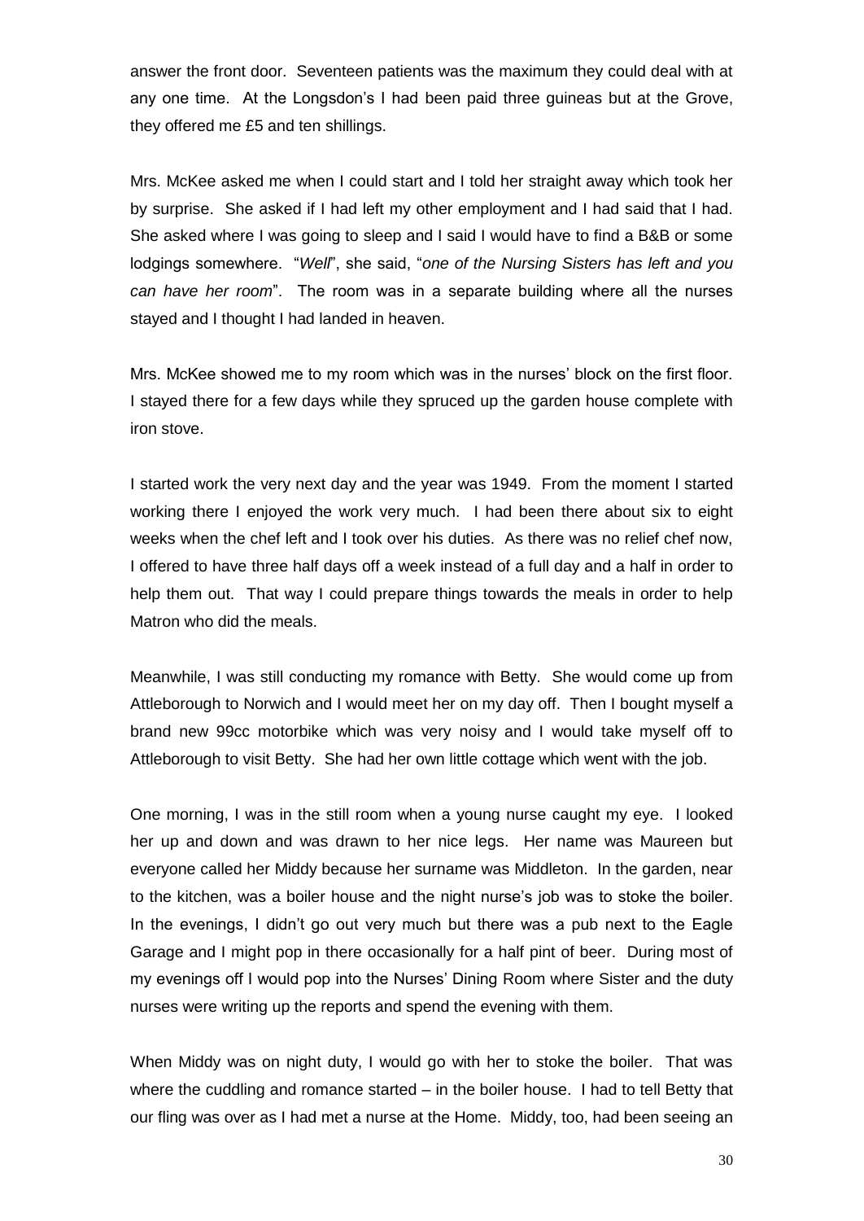answer the front door. Seventeen patients was the maximum they could deal with at any one time. At the Longsdon's I had been paid three guineas but at the Grove, they offered me £5 and ten shillings.

Mrs. McKee asked me when I could start and I told her straight away which took her by surprise. She asked if I had left my other employment and I had said that I had. She asked where I was going to sleep and I said I would have to find a B&B or some lodgings somewhere. "*Well*", she said, "*one of the Nursing Sisters has left and you can have her room*". The room was in a separate building where all the nurses stayed and I thought I had landed in heaven.

Mrs. McKee showed me to my room which was in the nurses' block on the first floor. I stayed there for a few days while they spruced up the garden house complete with iron stove.

I started work the very next day and the year was 1949. From the moment I started working there I enjoyed the work very much. I had been there about six to eight weeks when the chef left and I took over his duties. As there was no relief chef now, I offered to have three half days off a week instead of a full day and a half in order to help them out. That way I could prepare things towards the meals in order to help Matron who did the meals.

Meanwhile, I was still conducting my romance with Betty. She would come up from Attleborough to Norwich and I would meet her on my day off. Then I bought myself a brand new 99cc motorbike which was very noisy and I would take myself off to Attleborough to visit Betty. She had her own little cottage which went with the job.

One morning, I was in the still room when a young nurse caught my eye. I looked her up and down and was drawn to her nice legs. Her name was Maureen but everyone called her Middy because her surname was Middleton. In the garden, near to the kitchen, was a boiler house and the night nurse's job was to stoke the boiler. In the evenings, I didn't go out very much but there was a pub next to the Eagle Garage and I might pop in there occasionally for a half pint of beer. During most of my evenings off I would pop into the Nurses' Dining Room where Sister and the duty nurses were writing up the reports and spend the evening with them.

When Middy was on night duty, I would go with her to stoke the boiler. That was where the cuddling and romance started – in the boiler house. I had to tell Betty that our fling was over as I had met a nurse at the Home. Middy, too, had been seeing an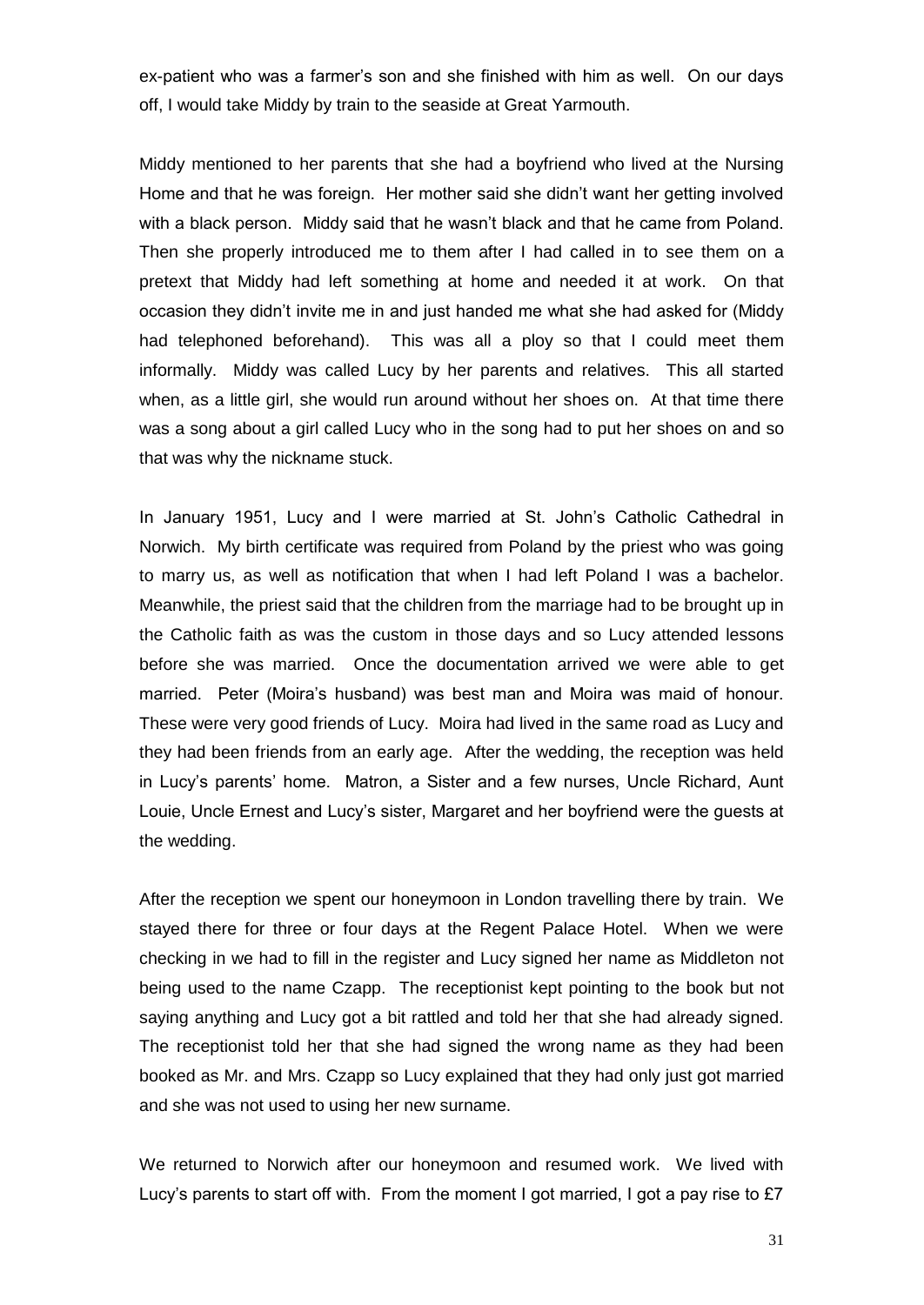ex-patient who was a farmer's son and she finished with him as well. On our days off, I would take Middy by train to the seaside at Great Yarmouth.

Middy mentioned to her parents that she had a boyfriend who lived at the Nursing Home and that he was foreign. Her mother said she didn't want her getting involved with a black person. Middy said that he wasn't black and that he came from Poland. Then she properly introduced me to them after I had called in to see them on a pretext that Middy had left something at home and needed it at work. On that occasion they didn't invite me in and just handed me what she had asked for (Middy had telephoned beforehand). This was all a ploy so that I could meet them informally. Middy was called Lucy by her parents and relatives. This all started when, as a little girl, she would run around without her shoes on. At that time there was a song about a girl called Lucy who in the song had to put her shoes on and so that was why the nickname stuck.

In January 1951, Lucy and I were married at St. John's Catholic Cathedral in Norwich. My birth certificate was required from Poland by the priest who was going to marry us, as well as notification that when I had left Poland I was a bachelor. Meanwhile, the priest said that the children from the marriage had to be brought up in the Catholic faith as was the custom in those days and so Lucy attended lessons before she was married. Once the documentation arrived we were able to get married. Peter (Moira's husband) was best man and Moira was maid of honour. These were very good friends of Lucy. Moira had lived in the same road as Lucy and they had been friends from an early age. After the wedding, the reception was held in Lucy's parents' home. Matron, a Sister and a few nurses, Uncle Richard, Aunt Louie, Uncle Ernest and Lucy's sister, Margaret and her boyfriend were the guests at the wedding.

After the reception we spent our honeymoon in London travelling there by train. We stayed there for three or four days at the Regent Palace Hotel. When we were checking in we had to fill in the register and Lucy signed her name as Middleton not being used to the name Czapp. The receptionist kept pointing to the book but not saying anything and Lucy got a bit rattled and told her that she had already signed. The receptionist told her that she had signed the wrong name as they had been booked as Mr. and Mrs. Czapp so Lucy explained that they had only just got married and she was not used to using her new surname.

We returned to Norwich after our honeymoon and resumed work. We lived with Lucy's parents to start off with. From the moment I got married, I got a pay rise to £7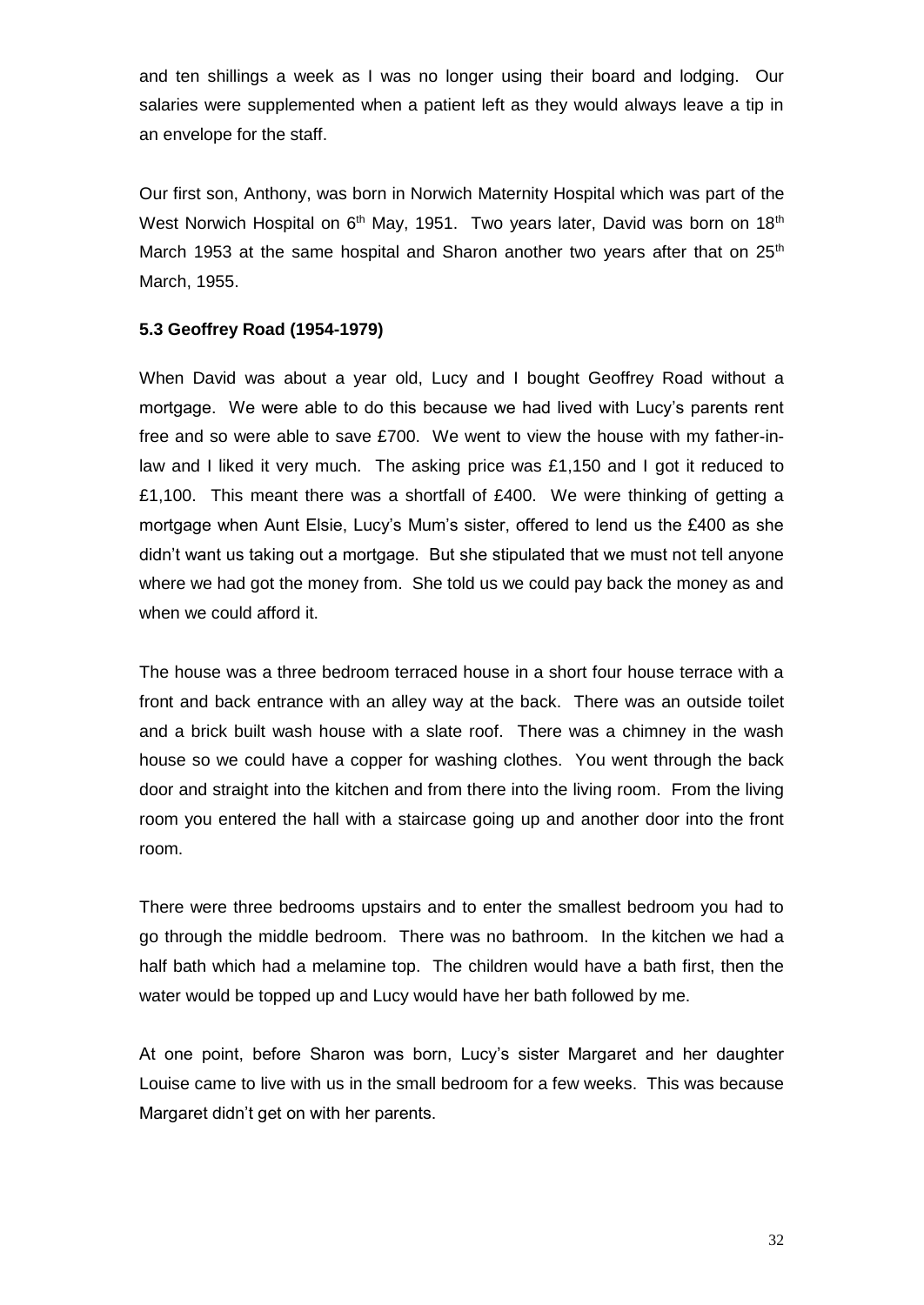and ten shillings a week as I was no longer using their board and lodging. Our salaries were supplemented when a patient left as they would always leave a tip in an envelope for the staff.

Our first son, Anthony, was born in Norwich Maternity Hospital which was part of the West Norwich Hospital on 6th May, 1951. Two years later, David was born on 18th March 1953 at the same hospital and Sharon another two years after that on 25th March, 1955.

### 5.3 Geoffrey Road (1954-1979)

When David was about a year old, Lucy and I bought Geoffrey Road without a mortgage. We were able to do this because we had lived with Lucy's parents rent free and so were able to save £700. We went to view the house with my father-in-law and I liked it very much. The asking price was £1,150 and I got it reduced to £1,100. This meant there was a shortfall of £400. We were thinking of getting a mortgage when Aunt Elsie, Lucy's Mum's sister, offered to lend us the £400 as she didn't want us taking out a mortgage. But she stipulated that we must not tell anyone where we had got the money from. She told us we could pay back the money as and when we could afford it.

The house was a three bedroom terraced house in a short four house terrace with a front and back entrance with an alley way at the back. There was an outside toilet and a brick built wash house with a slate roof. There was a chimney in the wash house so we could have a copper for washing clothes. You went through the back door and straight into the kitchen and from there into the living room. From the living room you entered the hall with a staircase going up and another door into the front room.

There were three bedrooms upstairs and to enter the smallest bedroom you had to go through the middle bedroom. There was no bathroom. In the kitchen we had a half bath which had a melamine top. The children would have a bath first, then the water would be topped up and Lucy would have her bath followed by me.

At one point, before Sharon was born, Lucy's sister Margaret and her daughter Louise came to live with us in the small bedroom for a few weeks. This was because Margaret didn't get on with her parents.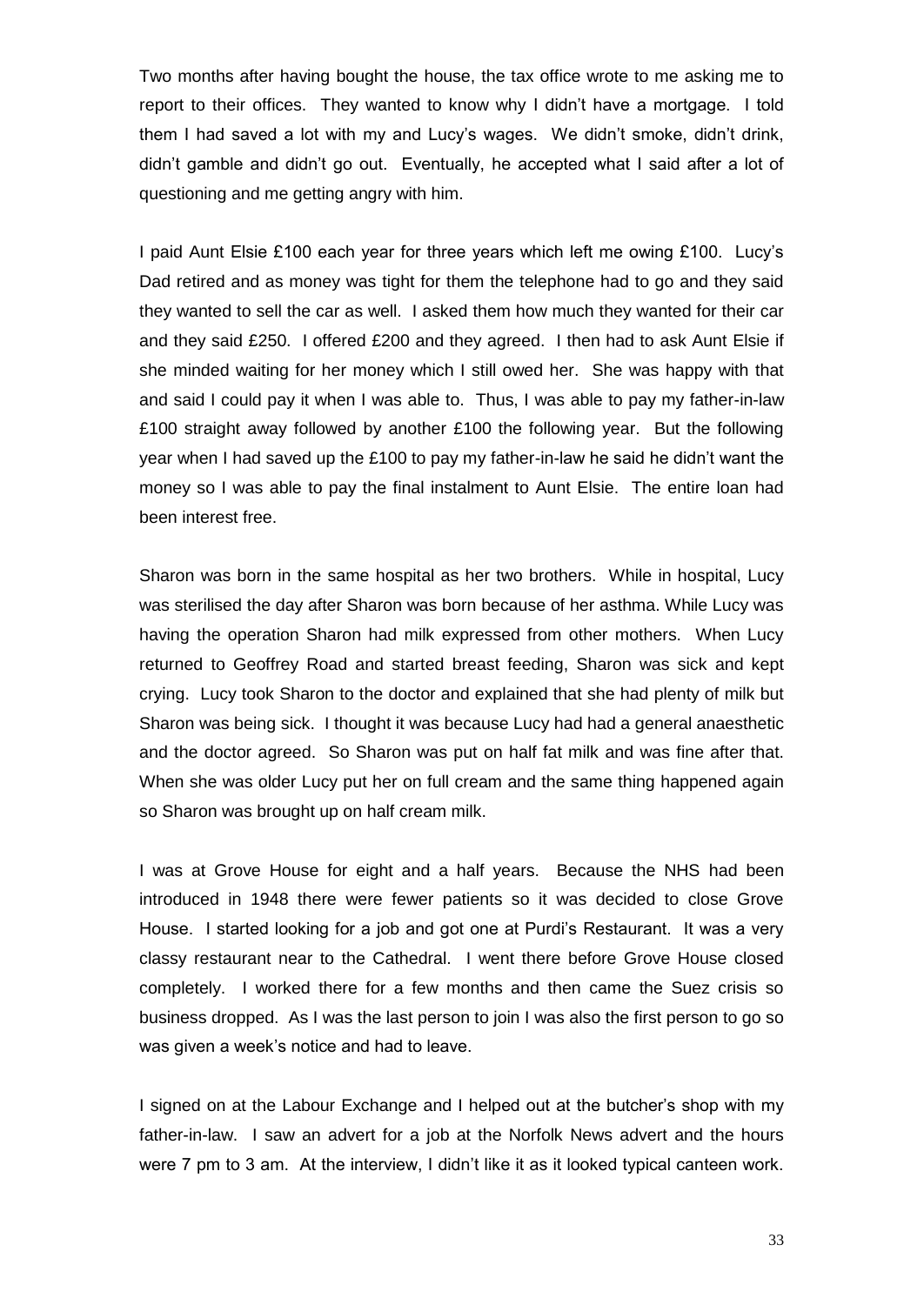Two months after having bought the house, the tax office wrote to me asking me to report to their offices. They wanted to know why I didn't have a mortgage. I told them I had saved a lot with my and Lucy's wages. We didn't smoke, didn't drink, didn't gamble and didn't go out. Eventually, he accepted what I said after a lot of questioning and me getting angry with him.

I paid Aunt Elsie £100 each year for three years which left me owing £100. Lucy's Dad retired and as money was tight for them the telephone had to go and they said they wanted to sell the car as well. I asked them how much they wanted for their car and they said £250. I offered £200 and they agreed. I then had to ask Aunt Elsie if she minded waiting for her money which I still owed her. She was happy with that and said I could pay it when I was able to. Thus, I was able to pay my father-in-law £100 straight away followed by another £100 the following year. But the following year when I had saved up the £100 to pay my father-in-law he said he didn't want the money so I was able to pay the final instalment to Aunt Elsie. The entire loan had been interest free.

Sharon was born in the same hospital as her two brothers. While in hospital, Lucy was sterilised the day after Sharon was born because of her asthma. While Lucy was having the operation Sharon had milk expressed from other mothers. When Lucy returned to Geoffrey Road and started breast feeding, Sharon was sick and kept crying. Lucy took Sharon to the doctor and explained that she had plenty of milk but Sharon was being sick. I thought it was because Lucy had had a general anaesthetic and the doctor agreed. So Sharon was put on half fat milk and was fine after that. When she was older Lucy put her on full cream and the same thing happened again so Sharon was brought up on half cream milk.

I was at Grove House for eight and a half years. Because the NHS had been introduced in 1948 there were fewer patients so it was decided to close Grove House. I started looking for a job and got one at Purdi's Restaurant. It was a very classy restaurant near to the Cathedral. I went there before Grove House closed completely. I worked there for a few months and then came the Suez crisis so business dropped. As I was the last person to join I was also the first person to go so was given a week's notice and had to leave.

I signed on at the Labour Exchange and I helped out at the butcher's shop with my father-in-law. I saw an advert for a job at the Norfolk News advert and the hours were 7 pm to 3 am. At the interview, I didn't like it as it looked typical canteen work.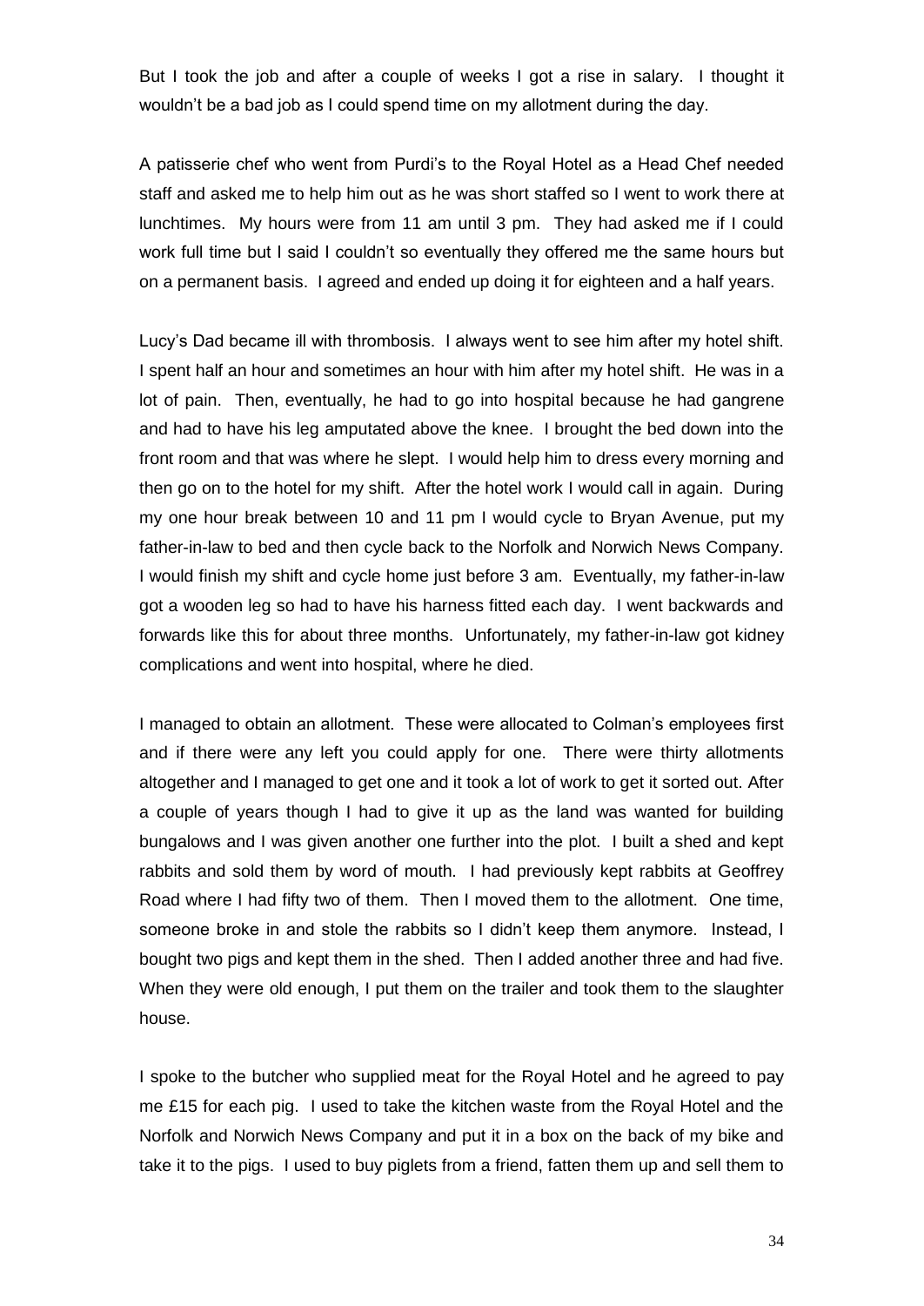But I took the job and after a couple of weeks I got a rise in salary. I thought it wouldn't be a bad job as I could spend time on my allotment during the day.

A patisserie chef who went from Purdi's to the Royal Hotel as a Head Chef needed staff and asked me to help him out as he was short staffed so I went to work there at lunchtimes. My hours were from 11 am until 3 pm. They had asked me if I could work full time but I said I couldn't so eventually they offered me the same hours but on a permanent basis. I agreed and ended up doing it for eighteen and a half years.

Lucy's Dad became ill with thrombosis. I always went to see him after my hotel shift. I spent half an hour and sometimes an hour with him after my hotel shift. He was in a lot of pain. Then, eventually, he had to go into hospital because he had gangrene and had to have his leg amputated above the knee. I brought the bed down into the front room and that was where he slept. I would help him to dress every morning and then go on to the hotel for my shift. After the hotel work I would call in again. During my one hour break between 10 and 11 pm I would cycle to Bryan Avenue, put my father-in-law to bed and then cycle back to the Norfolk and Norwich News Company. I would finish my shift and cycle home just before 3 am. Eventually, my father-in-law got a wooden leg so had to have his harness fitted each day. I went backwards and forwards like this for about three months. Unfortunately, my father-in-law got kidney complications and went into hospital, where he died.

I managed to obtain an allotment. These were allocated to Colman's employees first and if there were any left you could apply for one. There were thirty allotments altogether and I managed to get one and it took a lot of work to get it sorted out. After a couple of years though I had to give it up as the land was wanted for building bungalows and I was given another one further into the plot. I built a shed and kept rabbits and sold them by word of mouth. I had previously kept rabbits at Geoffrey Road where I had fifty two of them. Then I moved them to the allotment. One time, someone broke in and stole the rabbits so I didn't keep them anymore. Instead, I bought two pigs and kept them in the shed. Then I added another three and had five. When they were old enough, I put them on the trailer and took them to the slaughter house.

I spoke to the butcher who supplied meat for the Royal Hotel and he agreed to pay me £15 for each pig. I used to take the kitchen waste from the Royal Hotel and the Norfolk and Norwich News Company and put it in a box on the back of my bike and take it to the pigs. I used to buy piglets from a friend, fatten them up and sell them to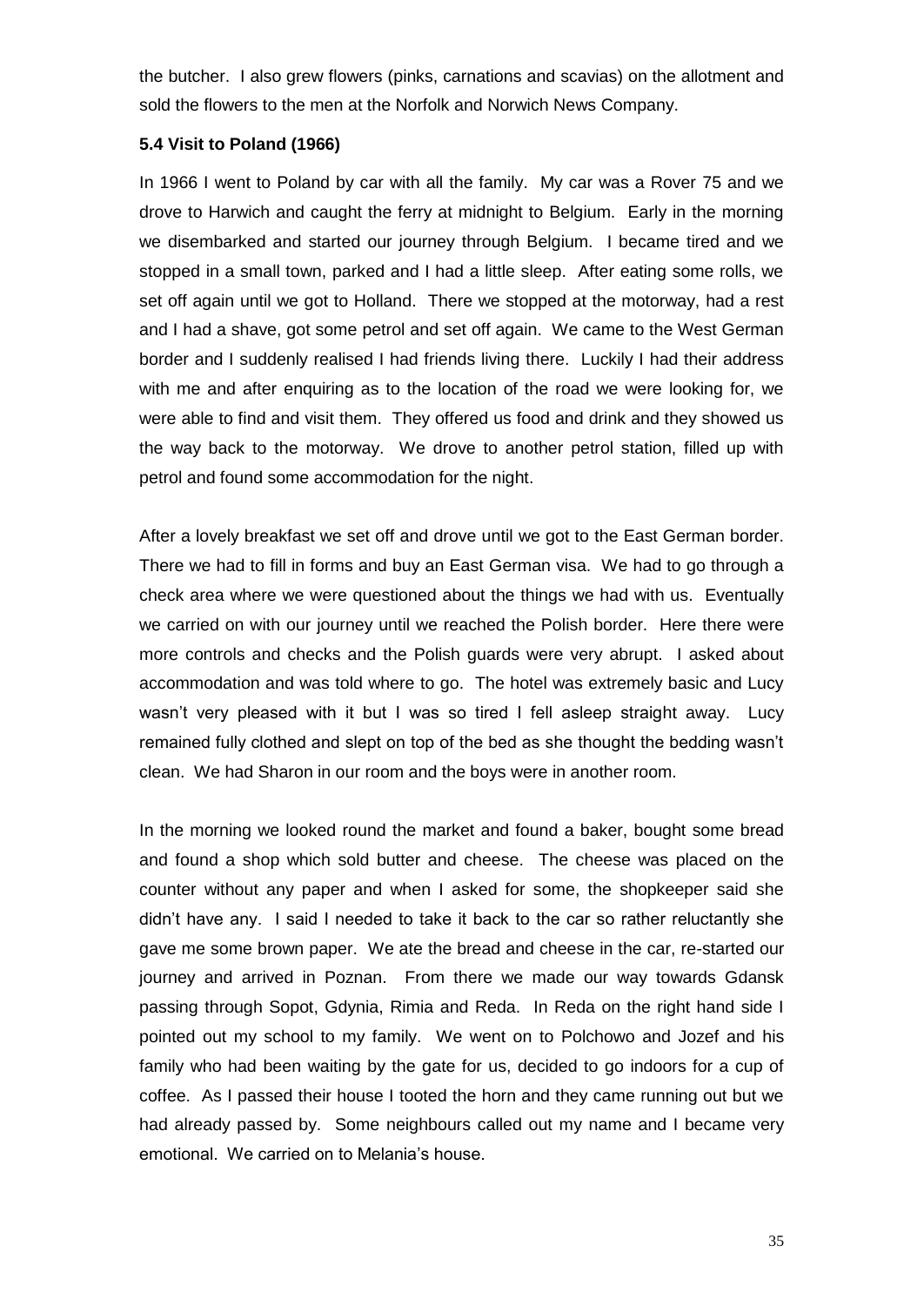the butcher. I also grew flowers (pinks, carnations and scavias) on the allotment and sold the flowers to the men at the Norfolk and Norwich News Company.

### 5.4 Visit to Poland (1966)

In 1966 I went to Poland by car with all the family. My car was a Rover 75 and we drove to Harwich and caught the ferry at midnight to Belgium. Early in the morning we disembarked and started our journey through Belgium. I became tired and we stopped in a small town, parked and I had a little sleep. After eating some rolls, we set off again until we got to Holland. There we stopped at the motorway, had a rest and I had a shave, got some petrol and set off again. We came to the West German border and I suddenly realised I had friends living there. Luckily I had their address with me and after enquiring as to the location of the road we were looking for, we were able to find and visit them. They offered us food and drink and they showed us the way back to the motorway. We drove to another petrol station, filled up with petrol and found some accommodation for the night.

After a lovely breakfast we set off and drove until we got to the East German border. There we had to fill in forms and buy an East German visa. We had to go through a check area where we were questioned about the things we had with us. Eventually we carried on with our journey until we reached the Polish border. Here there were more controls and checks and the Polish guards were very abrupt. I asked about accommodation and was told where to go. The hotel was extremely basic and Lucy wasn't very pleased with it but I was so tired I fell asleep straight away. Lucy remained fully clothed and slept on top of the bed as she thought the bedding wasn't clean. We had Sharon in our room and the boys were in another room.

In the morning we looked round the market and found a baker, bought some bread and found a shop which sold butter and cheese. The cheese was placed on the counter without any paper and when I asked for some, the shopkeeper said she didn't have any. I said I needed to take it back to the car so rather reluctantly she gave me some brown paper. We ate the bread and cheese in the car, re-started our journey and arrived in Poznan. From there we made our way towards Gdansk passing through Sopot, Gdynia, Rimia and Reda. In Reda on the right hand side I pointed out my school to my family. We went on to Polchowo and Jozef and his family who had been waiting by the gate for us, decided to go indoors for a cup of coffee. As I passed their house I tooted the horn and they came running out but we had already passed by. Some neighbours called out my name and I became very emotional. We carried on to Melania's house.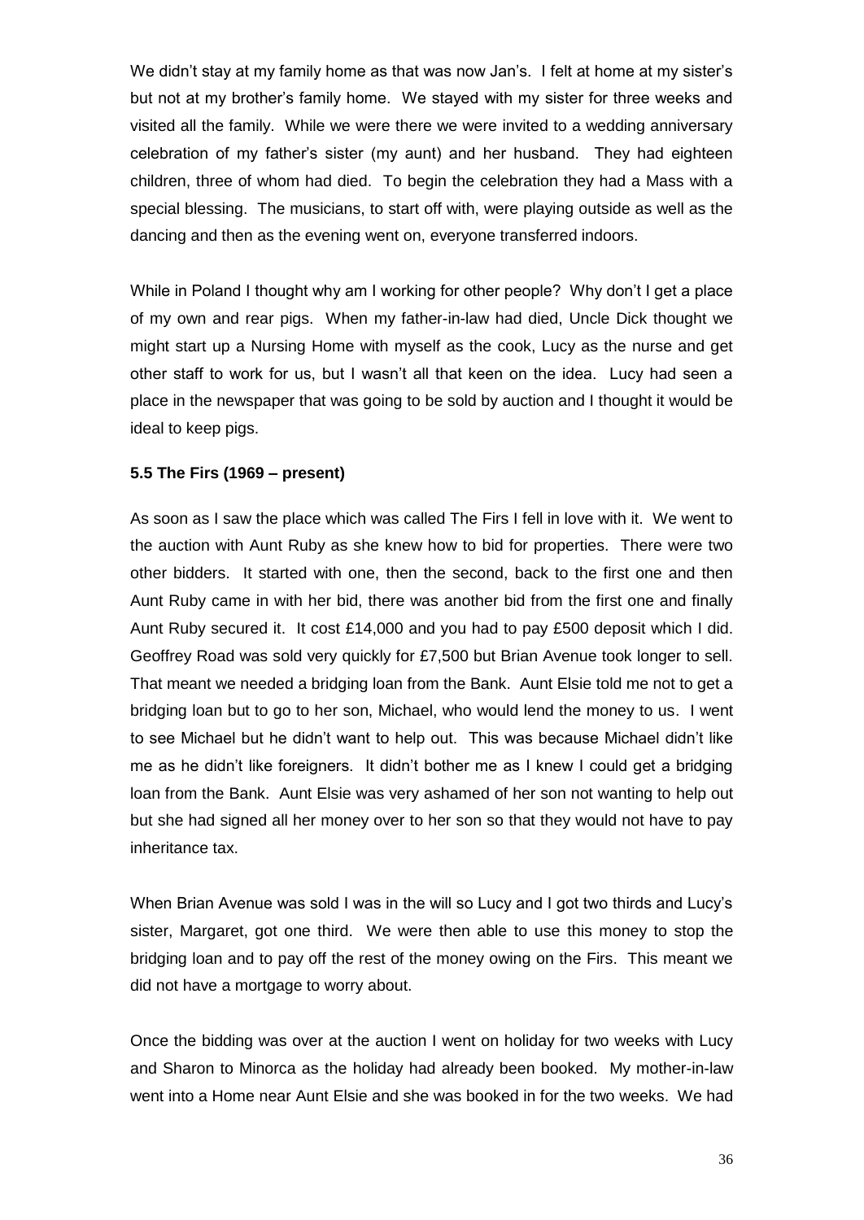We didn't stay at my family home as that was now Jan's. I felt at home at my sister's but not at my brother's family home. We stayed with my sister for three weeks and visited all the family. While we were there we were invited to a wedding anniversary celebration of my father's sister (my aunt) and her husband. They had eighteen children, three of whom had died. To begin the celebration they had a Mass with a special blessing. The musicians, to start off with, were playing outside as well as the dancing and then as the evening went on, everyone transferred indoors.

While in Poland I thought why am I working for other people? Why don't I get a place of my own and rear pigs. When my father-in-law had died, Uncle Dick thought we might start up a Nursing Home with myself as the cook, Lucy as the nurse and get other staff to work for us, but I wasn't all that keen on the idea. Lucy had seen a place in the newspaper that was going to be sold by auction and I thought it would be ideal to keep pigs.

### 5.5 The Firs (1969 – present)

As soon as I saw the place which was called The Firs I fell in love with it. We went to the auction with Aunt Ruby as she knew how to bid for properties. There were two other bidders. It started with one, then the second, back to the first one and then Aunt Ruby came in with her bid, there was another bid from the first one and finally Aunt Ruby secured it. It cost £14,000 and you had to pay £500 deposit which I did. Geoffrey Road was sold very quickly for £7,500 but Brian Avenue took longer to sell. That meant we needed a bridging loan from the Bank. Aunt Elsie told me not to get a bridging loan but to go to her son, Michael, who would lend the money to us. I went to see Michael but he didn't want to help out. This was because Michael didn't like me as he didn't like foreigners. It didn't bother me as I knew I could get a bridging loan from the Bank. Aunt Elsie was very ashamed of her son not wanting to help out but she had signed all her money over to her son so that they would not have to pay inheritance tax.

When Brian Avenue was sold I was in the will so Lucy and I got two thirds and Lucy's sister, Margaret, got one third. We were then able to use this money to stop the bridging loan and to pay off the rest of the money owing on the Firs. This meant we did not have a mortgage to worry about.

Once the bidding was over at the auction I went on holiday for two weeks with Lucy and Sharon to Minorca as the holiday had already been booked. My mother-in-law went into a Home near Aunt Elsie and she was booked in for the two weeks. We had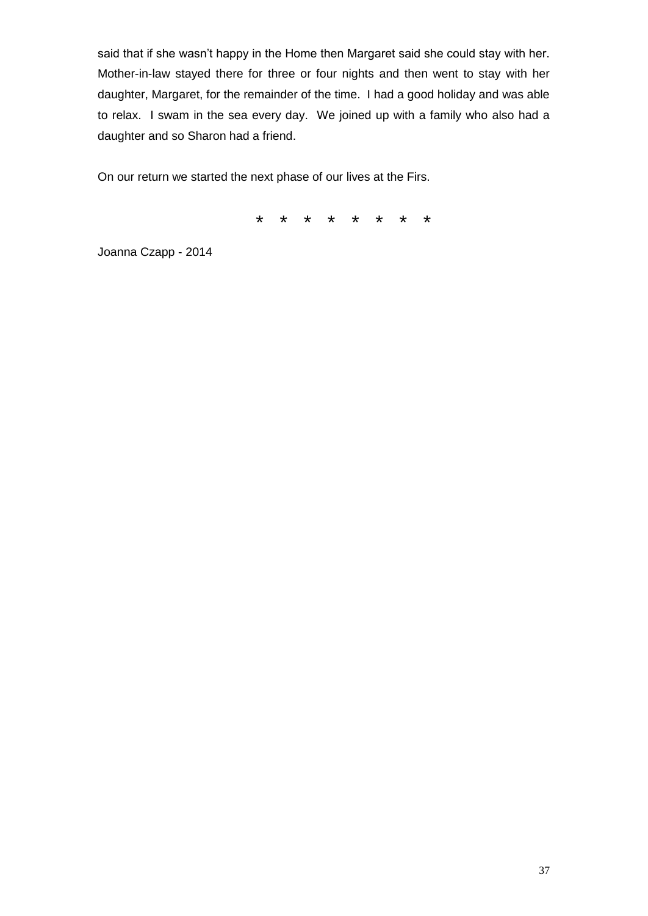said that if she wasn't happy in the Home then Margaret said she could stay with her. Mother-in-law stayed there for three or four nights and then went to stay with her daughter, Margaret, for the remainder of the time. I had a good holiday and was able to relax. I swam in the sea every day. We joined up with a family who also had a daughter and so Sharon had a friend.

On our return we started the next phase of our lives at the Firs.

* * * * * * * *

Joanna Czapp - 2014